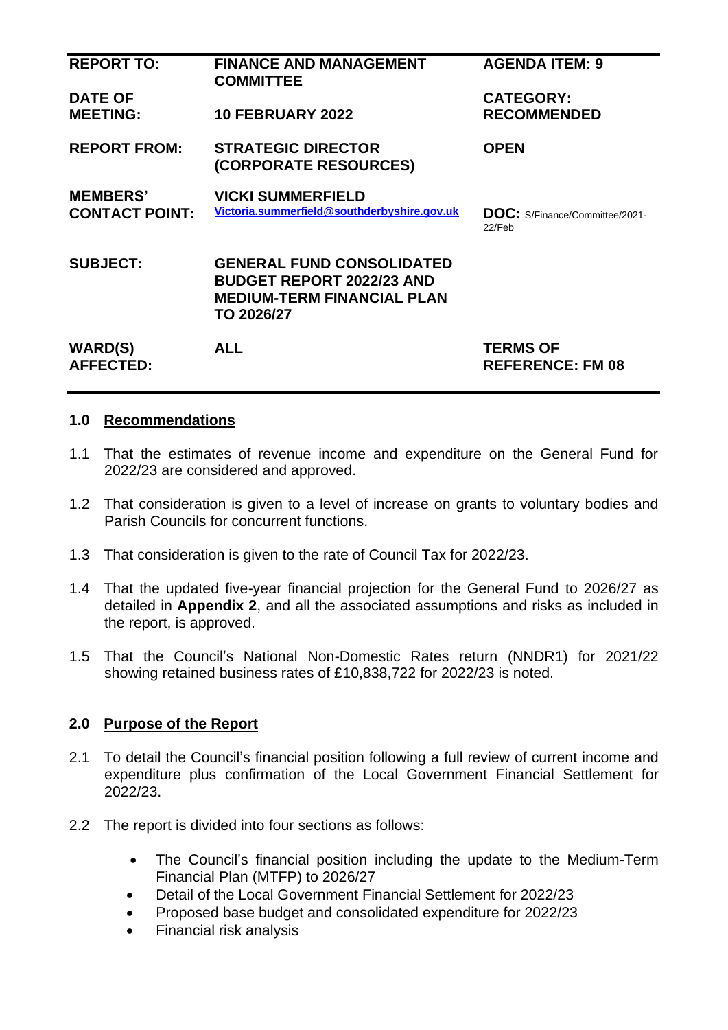| REPORT TO: | FINANCE AND MANAGEMENT COMMITTEE | AGENDA ITEM: 9 |
|---|---|---|
| DATE OF MEETING: | 10 FEBRUARY 2022 | CATEGORY: RECOMMENDED |
| REPORT FROM: | STRATEGIC DIRECTOR (CORPORATE RESOURCES) | OPEN |
| MEMBERS' CONTACT POINT: | VICKI SUMMERFIELD Victoria.summerfield@southderbyshire.gov.uk | DOC: S/Finance/Committee/2021-22/Feb |
| SUBJECT: | GENERAL FUND CONSOLIDATED BUDGET REPORT 2022/23 AND MEDIUM-TERM FINANCIAL PLAN TO 2026/27 | |
| WARD(S) AFFECTED: | ALL | TERMS OF REFERENCE: FM 08 |

## 1.0 Recommendations

1.1 That the estimates of revenue income and expenditure on the General Fund for 2022/23 are considered and approved.

1.2 That consideration is given to a level of increase on grants to voluntary bodies and Parish Councils for concurrent functions.

1.3 That consideration is given to the rate of Council Tax for 2022/23.

1.4 That the updated five-year financial projection for the General Fund to 2026/27 as detailed in **Appendix 2**, and all the associated assumptions and risks as included in the report, is approved.

1.5 That the Council's National Non-Domestic Rates return (NNDR1) for 2021/22 showing retained business rates of £10,838,722 for 2022/23 is noted.

## 2.0 Purpose of the Report

2.1 To detail the Council's financial position following a full review of current income and expenditure plus confirmation of the Local Government Financial Settlement for 2022/23.

2.2 The report is divided into four sections as follows:

- The Council's financial position including the update to the Medium-Term Financial Plan (MTFP) to 2026/27
- Detail of the Local Government Financial Settlement for 2022/23
- Proposed base budget and consolidated expenditure for 2022/23
- Financial risk analysis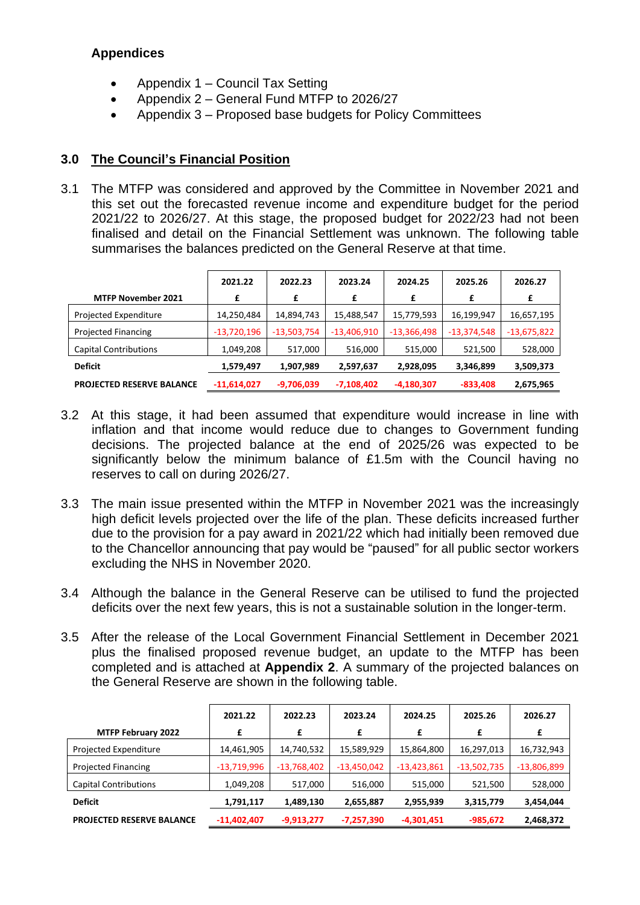**Appendices**

- Appendix 1 – Council Tax Setting
- Appendix 2 – General Fund MTFP to 2026/27
- Appendix 3 – Proposed base budgets for Policy Committees

## 3.0 The Council's Financial Position

3.1 The MTFP was considered and approved by the Committee in November 2021 and this set out the forecasted revenue income and expenditure budget for the period 2021/22 to 2026/27. At this stage, the proposed budget for 2022/23 had not been finalised and detail on the Financial Settlement was unknown. The following table summarises the balances predicted on the General Reserve at that time.

| MTFP November 2021 | 2021.22<br>£ | 2022.23<br>£ | 2023.24<br>£ | 2024.25<br>£ | 2025.26<br>£ | 2026.27<br>£ |
|---|---|---|---|---|---|---|
| Projected Expenditure | 14,250,484 | 14,894,743 | 15,488,547 | 15,779,593 | 16,199,947 | 16,657,195 |
| Projected Financing | -13,720,196 | -13,503,754 | -13,406,910 | -13,366,498 | -13,374,548 | -13,675,822 |
| Capital Contributions | 1,049,208 | 517,000 | 516,000 | 515,000 | 521,500 | 528,000 |
| **Deficit** | **1,579,497** | **1,907,989** | **2,597,637** | **2,928,095** | **3,346,899** | **3,509,373** |
| **PROJECTED RESERVE BALANCE** | **-11,614,027** | **-9,706,039** | **-7,108,402** | **-4,180,307** | **-833,408** | **2,675,965** |

3.2 At this stage, it had been assumed that expenditure would increase in line with inflation and that income would reduce due to changes to Government funding decisions. The projected balance at the end of 2025/26 was expected to be significantly below the minimum balance of £1.5m with the Council having no reserves to call on during 2026/27.

3.3 The main issue presented within the MTFP in November 2021 was the increasingly high deficit levels projected over the life of the plan. These deficits increased further due to the provision for a pay award in 2021/22 which had initially been removed due to the Chancellor announcing that pay would be "paused" for all public sector workers excluding the NHS in November 2020.

3.4 Although the balance in the General Reserve can be utilised to fund the projected deficits over the next few years, this is not a sustainable solution in the longer-term.

3.5 After the release of the Local Government Financial Settlement in December 2021 plus the finalised proposed revenue budget, an update to the MTFP has been completed and is attached at **Appendix 2**. A summary of the projected balances on the General Reserve are shown in the following table.

| MTFP February 2022 | 2021.22<br>£ | 2022.23<br>£ | 2023.24<br>£ | 2024.25<br>£ | 2025.26<br>£ | 2026.27<br>£ |
|---|---|---|---|---|---|---|
| Projected Expenditure | 14,461,905 | 14,740,532 | 15,589,929 | 15,864,800 | 16,297,013 | 16,732,943 |
| Projected Financing | -13,719,996 | -13,768,402 | -13,450,042 | -13,423,861 | -13,502,735 | -13,806,899 |
| Capital Contributions | 1,049,208 | 517,000 | 516,000 | 515,000 | 521,500 | 528,000 |
| **Deficit** | **1,791,117** | **1,489,130** | **2,655,887** | **2,955,939** | **3,315,779** | **3,454,044** |
| **PROJECTED RESERVE BALANCE** | **-11,402,407** | **-9,913,277** | **-7,257,390** | **-4,301,451** | **-985,672** | **2,468,372** |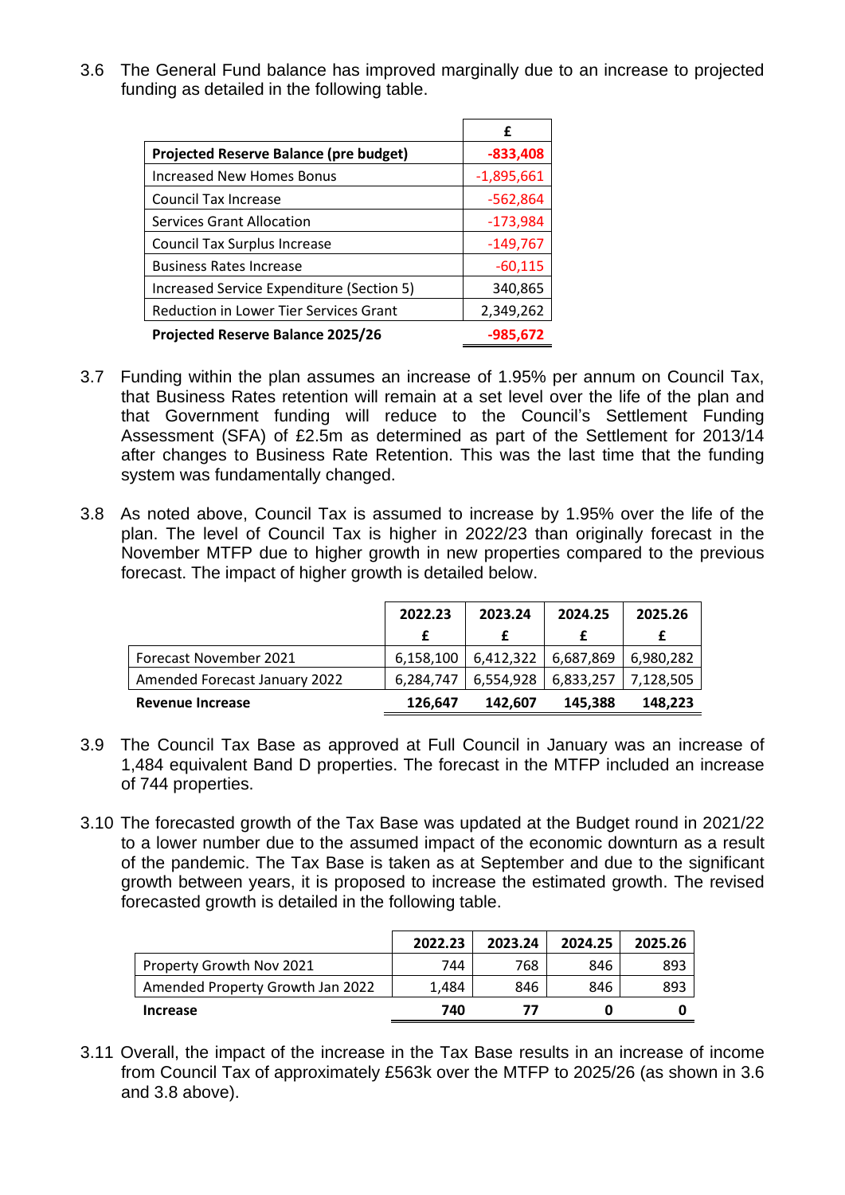3.6 The General Fund balance has improved marginally due to an increase to projected funding as detailed in the following table.

| | £ |
|---|---|
| **Projected Reserve Balance (pre budget)** | **-833,408** |
| Increased New Homes Bonus | -1,895,661 |
| Council Tax Increase | -562,864 |
| Services Grant Allocation | -173,984 |
| Council Tax Surplus Increase | -149,767 |
| Business Rates Increase | -60,115 |
| Increased Service Expenditure (Section 5) | 340,865 |
| Reduction in Lower Tier Services Grant | 2,349,262 |
| **Projected Reserve Balance 2025/26** | **-985,672** |

3.7 Funding within the plan assumes an increase of 1.95% per annum on Council Tax, that Business Rates retention will remain at a set level over the life of the plan and that Government funding will reduce to the Council's Settlement Funding Assessment (SFA) of £2.5m as determined as part of the Settlement for 2013/14 after changes to Business Rate Retention. This was the last time that the funding system was fundamentally changed.

3.8 As noted above, Council Tax is assumed to increase by 1.95% over the life of the plan. The level of Council Tax is higher in 2022/23 than originally forecast in the November MTFP due to higher growth in new properties compared to the previous forecast. The impact of higher growth is detailed below.

| | 2022.23 | 2023.24 | 2024.25 | 2025.26 |
|---|---|---|---|---|
| | £ | £ | £ | £ |
| Forecast November 2021 | 6,158,100 | 6,412,322 | 6,687,869 | 6,980,282 |
| Amended Forecast January 2022 | 6,284,747 | 6,554,928 | 6,833,257 | 7,128,505 |
| **Revenue Increase** | **126,647** | **142,607** | **145,388** | **148,223** |

3.9 The Council Tax Base as approved at Full Council in January was an increase of 1,484 equivalent Band D properties. The forecast in the MTFP included an increase of 744 properties.

3.10 The forecasted growth of the Tax Base was updated at the Budget round in 2021/22 to a lower number due to the assumed impact of the economic downturn as a result of the pandemic. The Tax Base is taken as at September and due to the significant growth between years, it is proposed to increase the estimated growth. The revised forecasted growth is detailed in the following table.

| | 2022.23 | 2023.24 | 2024.25 | 2025.26 |
|---|---|---|---|---|
| Property Growth Nov 2021 | 744 | 768 | 846 | 893 |
| Amended Property Growth Jan 2022 | 1,484 | 846 | 846 | 893 |
| **Increase** | **740** | **77** | **0** | **0** |

3.11 Overall, the impact of the increase in the Tax Base results in an increase of income from Council Tax of approximately £563k over the MTFP to 2025/26 (as shown in 3.6 and 3.8 above).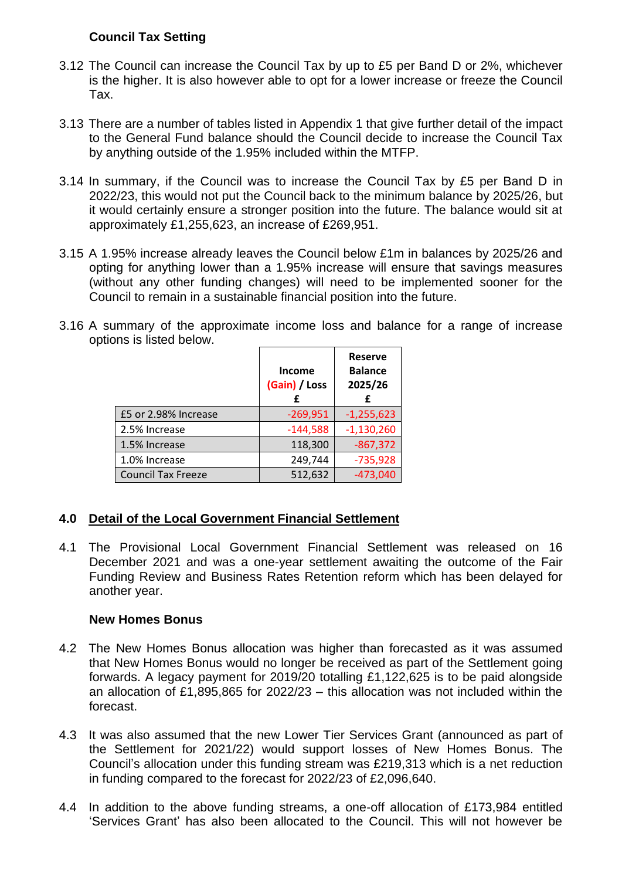### Council Tax Setting

3.12 The Council can increase the Council Tax by up to £5 per Band D or 2%, whichever is the higher. It is also however able to opt for a lower increase or freeze the Council Tax.

3.13 There are a number of tables listed in Appendix 1 that give further detail of the impact to the General Fund balance should the Council decide to increase the Council Tax by anything outside of the 1.95% included within the MTFP.

3.14 In summary, if the Council was to increase the Council Tax by £5 per Band D in 2022/23, this would not put the Council back to the minimum balance by 2025/26, but it would certainly ensure a stronger position into the future. The balance would sit at approximately £1,255,623, an increase of £269,951.

3.15 A 1.95% increase already leaves the Council below £1m in balances by 2025/26 and opting for anything lower than a 1.95% increase will ensure that savings measures (without any other funding changes) will need to be implemented sooner for the Council to remain in a sustainable financial position into the future.

3.16 A summary of the approximate income loss and balance for a range of increase options is listed below.

| | Income (Gain) / Loss £ | Reserve Balance 2025/26 £ |
|---|---|---|
| £5 or 2.98% Increase | -269,951 | -1,255,623 |
| 2.5% Increase | -144,588 | -1,130,260 |
| 1.5% Increase | 118,300 | -867,372 |
| 1.0% Increase | 249,744 | -735,928 |
| Council Tax Freeze | 512,632 | -473,040 |

## 4.0 Detail of the Local Government Financial Settlement

4.1 The Provisional Local Government Financial Settlement was released on 16 December 2021 and was a one-year settlement awaiting the outcome of the Fair Funding Review and Business Rates Retention reform which has been delayed for another year.

### New Homes Bonus

4.2 The New Homes Bonus allocation was higher than forecasted as it was assumed that New Homes Bonus would no longer be received as part of the Settlement going forwards. A legacy payment for 2019/20 totalling £1,122,625 is to be paid alongside an allocation of £1,895,865 for 2022/23 – this allocation was not included within the forecast.

4.3 It was also assumed that the new Lower Tier Services Grant (announced as part of the Settlement for 2021/22) would support losses of New Homes Bonus. The Council's allocation under this funding stream was £219,313 which is a net reduction in funding compared to the forecast for 2022/23 of £2,096,640.

4.4 In addition to the above funding streams, a one-off allocation of £173,984 entitled 'Services Grant' has also been allocated to the Council. This will not however be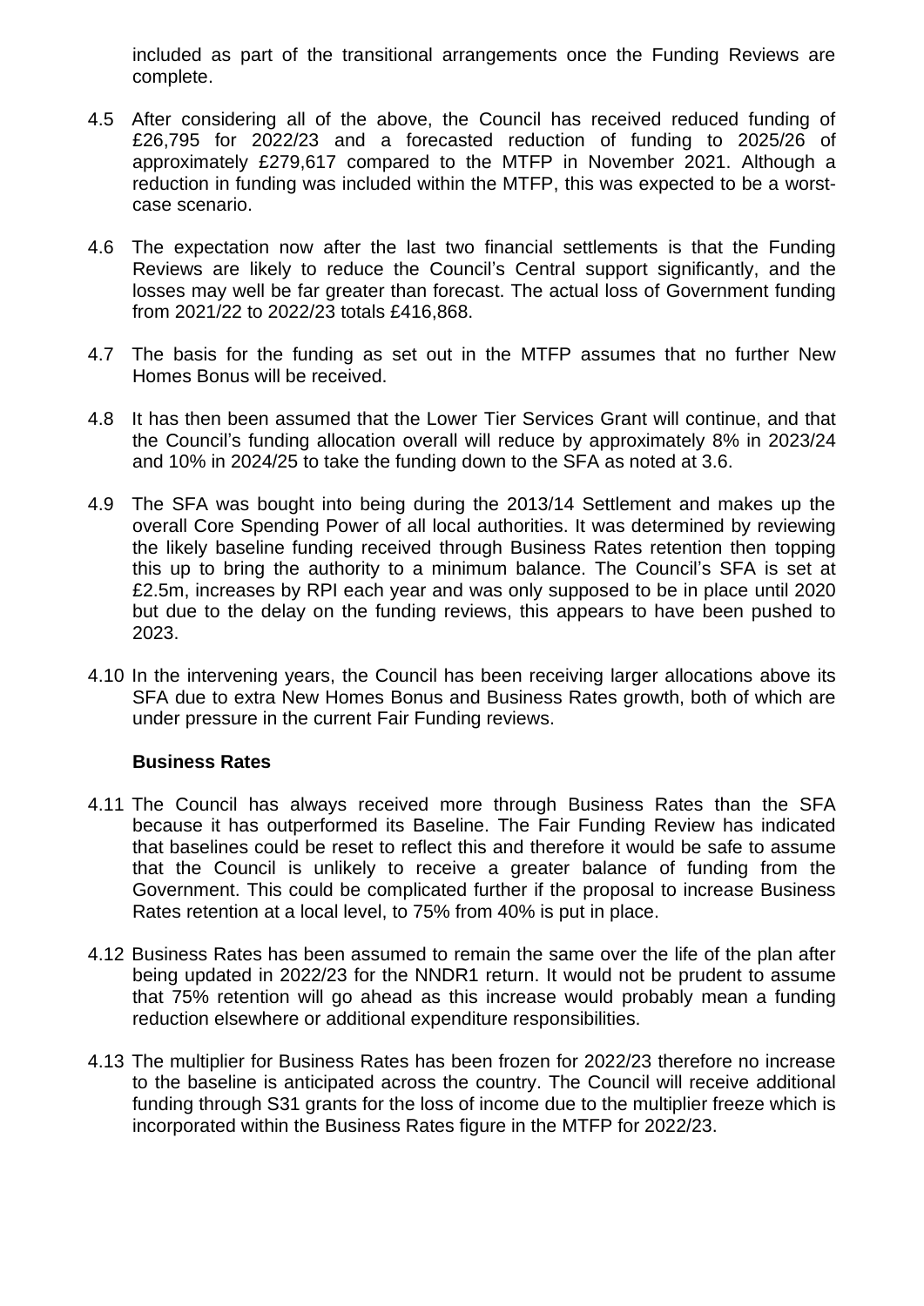included as part of the transitional arrangements once the Funding Reviews are complete.

4.5 After considering all of the above, the Council has received reduced funding of £26,795 for 2022/23 and a forecasted reduction of funding to 2025/26 of approximately £279,617 compared to the MTFP in November 2021. Although a reduction in funding was included within the MTFP, this was expected to be a worst-case scenario.

4.6 The expectation now after the last two financial settlements is that the Funding Reviews are likely to reduce the Council's Central support significantly, and the losses may well be far greater than forecast. The actual loss of Government funding from 2021/22 to 2022/23 totals £416,868.

4.7 The basis for the funding as set out in the MTFP assumes that no further New Homes Bonus will be received.

4.8 It has then been assumed that the Lower Tier Services Grant will continue, and that the Council's funding allocation overall will reduce by approximately 8% in 2023/24 and 10% in 2024/25 to take the funding down to the SFA as noted at 3.6.

4.9 The SFA was bought into being during the 2013/14 Settlement and makes up the overall Core Spending Power of all local authorities. It was determined by reviewing the likely baseline funding received through Business Rates retention then topping this up to bring the authority to a minimum balance. The Council's SFA is set at £2.5m, increases by RPI each year and was only supposed to be in place until 2020 but due to the delay on the funding reviews, this appears to have been pushed to 2023.

4.10 In the intervening years, the Council has been receiving larger allocations above its SFA due to extra New Homes Bonus and Business Rates growth, both of which are under pressure in the current Fair Funding reviews.

**Business Rates**

4.11 The Council has always received more through Business Rates than the SFA because it has outperformed its Baseline. The Fair Funding Review has indicated that baselines could be reset to reflect this and therefore it would be safe to assume that the Council is unlikely to receive a greater balance of funding from the Government. This could be complicated further if the proposal to increase Business Rates retention at a local level, to 75% from 40% is put in place.

4.12 Business Rates has been assumed to remain the same over the life of the plan after being updated in 2022/23 for the NNDR1 return. It would not be prudent to assume that 75% retention will go ahead as this increase would probably mean a funding reduction elsewhere or additional expenditure responsibilities.

4.13 The multiplier for Business Rates has been frozen for 2022/23 therefore no increase to the baseline is anticipated across the country. The Council will receive additional funding through S31 grants for the loss of income due to the multiplier freeze which is incorporated within the Business Rates figure in the MTFP for 2022/23.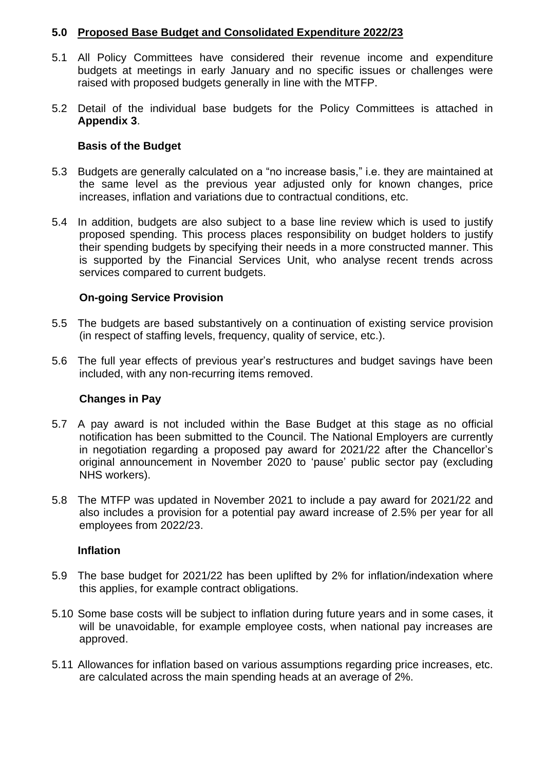## 5.0 Proposed Base Budget and Consolidated Expenditure 2022/23

5.1 All Policy Committees have considered their revenue income and expenditure budgets at meetings in early January and no specific issues or challenges were raised with proposed budgets generally in line with the MTFP.

5.2 Detail of the individual base budgets for the Policy Committees is attached in **Appendix 3**.

### Basis of the Budget

5.3 Budgets are generally calculated on a "no increase basis," i.e. they are maintained at the same level as the previous year adjusted only for known changes, price increases, inflation and variations due to contractual conditions, etc.

5.4 In addition, budgets are also subject to a base line review which is used to justify proposed spending. This process places responsibility on budget holders to justify their spending budgets by specifying their needs in a more constructed manner. This is supported by the Financial Services Unit, who analyse recent trends across services compared to current budgets.

### On-going Service Provision

5.5 The budgets are based substantively on a continuation of existing service provision (in respect of staffing levels, frequency, quality of service, etc.).

5.6 The full year effects of previous year's restructures and budget savings have been included, with any non-recurring items removed.

### Changes in Pay

5.7 A pay award is not included within the Base Budget at this stage as no official notification has been submitted to the Council. The National Employers are currently in negotiation regarding a proposed pay award for 2021/22 after the Chancellor's original announcement in November 2020 to 'pause' public sector pay (excluding NHS workers).

5.8 The MTFP was updated in November 2021 to include a pay award for 2021/22 and also includes a provision for a potential pay award increase of 2.5% per year for all employees from 2022/23.

### Inflation

5.9 The base budget for 2021/22 has been uplifted by 2% for inflation/indexation where this applies, for example contract obligations.

5.10 Some base costs will be subject to inflation during future years and in some cases, it will be unavoidable, for example employee costs, when national pay increases are approved.

5.11 Allowances for inflation based on various assumptions regarding price increases, etc. are calculated across the main spending heads at an average of 2%.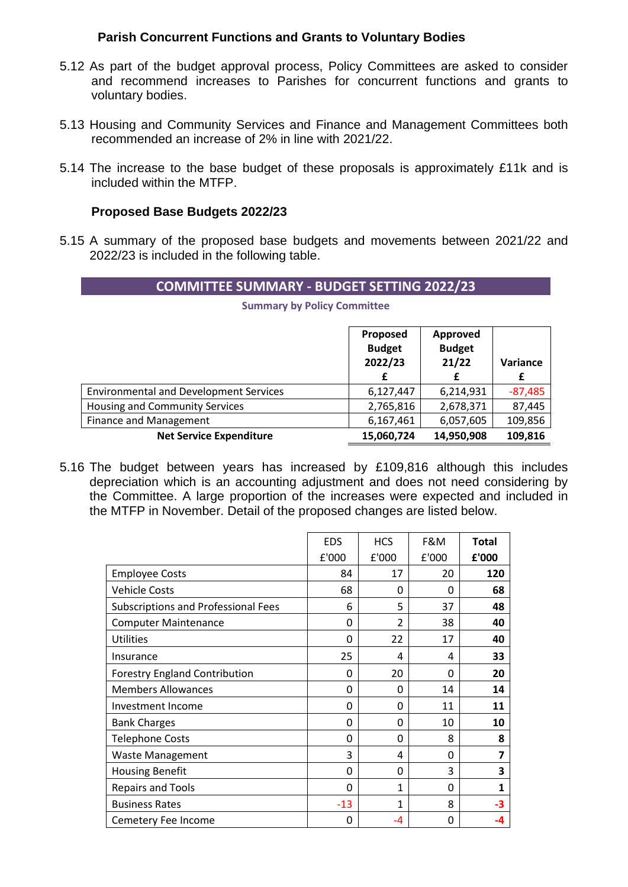### Parish Concurrent Functions and Grants to Voluntary Bodies

5.12 As part of the budget approval process, Policy Committees are asked to consider and recommend increases to Parishes for concurrent functions and grants to voluntary bodies.

5.13 Housing and Community Services and Finance and Management Committees both recommended an increase of 2% in line with 2021/22.

5.14 The increase to the base budget of these proposals is approximately £11k and is included within the MTFP.

### Proposed Base Budgets 2022/23

5.15 A summary of the proposed base budgets and movements between 2021/22 and 2022/23 is included in the following table.

**COMMITTEE SUMMARY - BUDGET SETTING 2022/23**

**Summary by Policy Committee**

| | Proposed Budget 2022/23 £ | Approved Budget 21/22 £ | Variance £ |
|---|---|---|---|
| Environmental and Development Services | 6,127,447 | 6,214,931 | -87,485 |
| Housing and Community Services | 2,765,816 | 2,678,371 | 87,445 |
| Finance and Management | 6,167,461 | 6,057,605 | 109,856 |
| **Net Service Expenditure** | **15,060,724** | **14,950,908** | **109,816** |

5.16 The budget between years has increased by £109,816 although this includes depreciation which is an accounting adjustment and does not need considering by the Committee. A large proportion of the increases were expected and included in the MTFP in November. Detail of the proposed changes are listed below.

| | EDS £'000 | HCS £'000 | F&M £'000 | **Total £'000** |
|---|---|---|---|---|
| Employee Costs | 84 | 17 | 20 | **120** |
| Vehicle Costs | 68 | 0 | 0 | **68** |
| Subscriptions and Professional Fees | 6 | 5 | 37 | **48** |
| Computer Maintenance | 0 | 2 | 38 | **40** |
| Utilities | 0 | 22 | 17 | **40** |
| Insurance | 25 | 4 | 4 | **33** |
| Forestry England Contribution | 0 | 20 | 0 | **20** |
| Members Allowances | 0 | 0 | 14 | **14** |
| Investment Income | 0 | 0 | 11 | **11** |
| Bank Charges | 0 | 0 | 10 | **10** |
| Telephone Costs | 0 | 0 | 8 | **8** |
| Waste Management | 3 | 4 | 0 | **7** |
| Housing Benefit | 0 | 0 | 3 | **3** |
| Repairs and Tools | 0 | 1 | 0 | **1** |
| Business Rates | -13 | 1 | 8 | **-3** |
| Cemetery Fee Income | 0 | -4 | 0 | **-4** |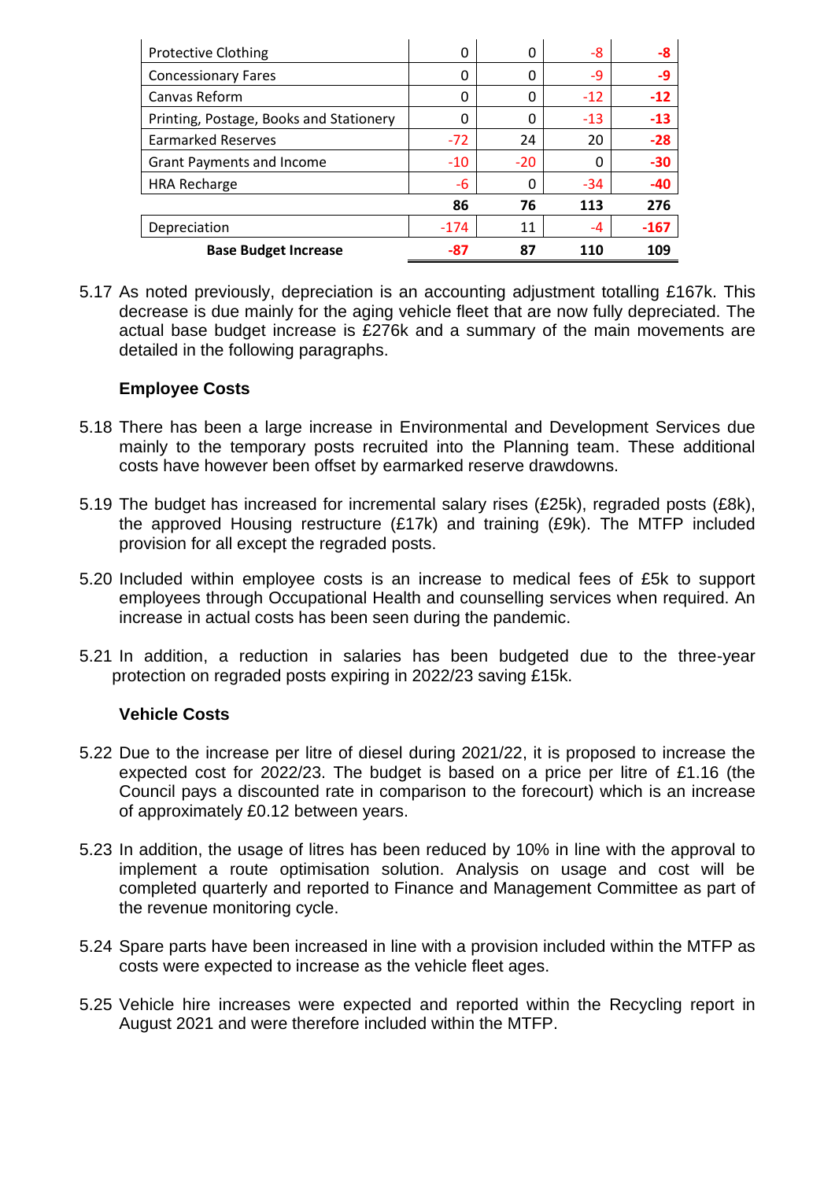| | | | | |
|---|---|---|---|---|
| Protective Clothing | 0 | 0 | -8 | **-8** |
| Concessionary Fares | 0 | 0 | -9 | **-9** |
| Canvas Reform | 0 | 0 | -12 | **-12** |
| Printing, Postage, Books and Stationery | 0 | 0 | -13 | **-13** |
| Earmarked Reserves | -72 | 24 | 20 | **-28** |
| Grant Payments and Income | -10 | -20 | 0 | **-30** |
| HRA Recharge | -6 | 0 | -34 | **-40** |
| | **86** | **76** | **113** | **276** |
| Depreciation | -174 | 11 | -4 | **-167** |
| **Base Budget Increase** | **-87** | **87** | **110** | **109** |

5.17 As noted previously, depreciation is an accounting adjustment totalling £167k. This decrease is due mainly for the aging vehicle fleet that are now fully depreciated. The actual base budget increase is £276k and a summary of the main movements are detailed in the following paragraphs.

**Employee Costs**

5.18 There has been a large increase in Environmental and Development Services due mainly to the temporary posts recruited into the Planning team. These additional costs have however been offset by earmarked reserve drawdowns.

5.19 The budget has increased for incremental salary rises (£25k), regraded posts (£8k), the approved Housing restructure (£17k) and training (£9k). The MTFP included provision for all except the regraded posts.

5.20 Included within employee costs is an increase to medical fees of £5k to support employees through Occupational Health and counselling services when required. An increase in actual costs has been seen during the pandemic.

5.21 In addition, a reduction in salaries has been budgeted due to the three-year protection on regraded posts expiring in 2022/23 saving £15k.

**Vehicle Costs**

5.22 Due to the increase per litre of diesel during 2021/22, it is proposed to increase the expected cost for 2022/23. The budget is based on a price per litre of £1.16 (the Council pays a discounted rate in comparison to the forecourt) which is an increase of approximately £0.12 between years.

5.23 In addition, the usage of litres has been reduced by 10% in line with the approval to implement a route optimisation solution. Analysis on usage and cost will be completed quarterly and reported to Finance and Management Committee as part of the revenue monitoring cycle.

5.24 Spare parts have been increased in line with a provision included within the MTFP as costs were expected to increase as the vehicle fleet ages.

5.25 Vehicle hire increases were expected and reported within the Recycling report in August 2021 and were therefore included within the MTFP.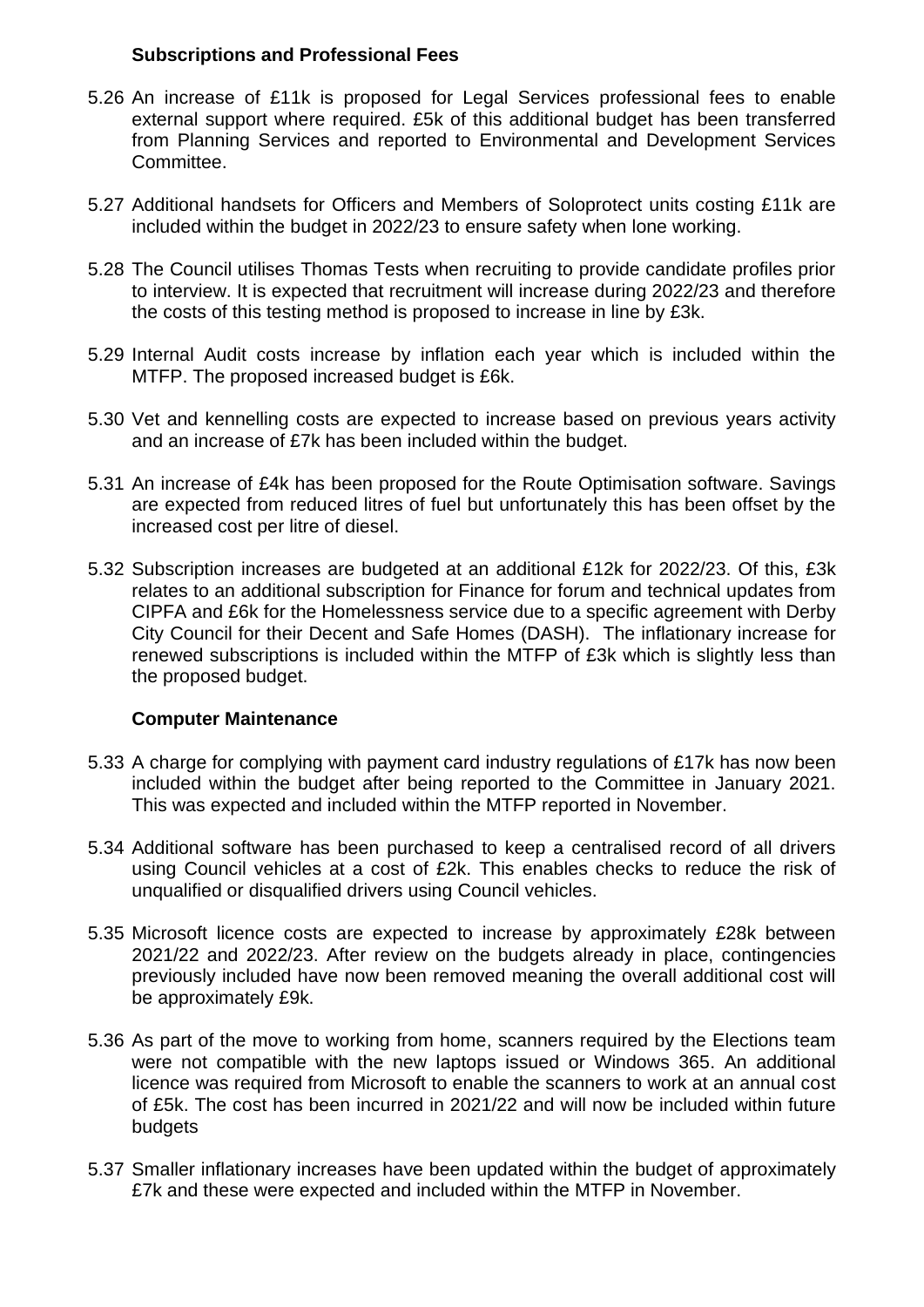### Subscriptions and Professional Fees

5.26 An increase of £11k is proposed for Legal Services professional fees to enable external support where required. £5k of this additional budget has been transferred from Planning Services and reported to Environmental and Development Services Committee.

5.27 Additional handsets for Officers and Members of Soloprotect units costing £11k are included within the budget in 2022/23 to ensure safety when lone working.

5.28 The Council utilises Thomas Tests when recruiting to provide candidate profiles prior to interview. It is expected that recruitment will increase during 2022/23 and therefore the costs of this testing method is proposed to increase in line by £3k.

5.29 Internal Audit costs increase by inflation each year which is included within the MTFP. The proposed increased budget is £6k.

5.30 Vet and kennelling costs are expected to increase based on previous years activity and an increase of £7k has been included within the budget.

5.31 An increase of £4k has been proposed for the Route Optimisation software. Savings are expected from reduced litres of fuel but unfortunately this has been offset by the increased cost per litre of diesel.

5.32 Subscription increases are budgeted at an additional £12k for 2022/23. Of this, £3k relates to an additional subscription for Finance for forum and technical updates from CIPFA and £6k for the Homelessness service due to a specific agreement with Derby City Council for their Decent and Safe Homes (DASH). The inflationary increase for renewed subscriptions is included within the MTFP of £3k which is slightly less than the proposed budget.

### Computer Maintenance

5.33 A charge for complying with payment card industry regulations of £17k has now been included within the budget after being reported to the Committee in January 2021. This was expected and included within the MTFP reported in November.

5.34 Additional software has been purchased to keep a centralised record of all drivers using Council vehicles at a cost of £2k. This enables checks to reduce the risk of unqualified or disqualified drivers using Council vehicles.

5.35 Microsoft licence costs are expected to increase by approximately £28k between 2021/22 and 2022/23. After review on the budgets already in place, contingencies previously included have now been removed meaning the overall additional cost will be approximately £9k.

5.36 As part of the move to working from home, scanners required by the Elections team were not compatible with the new laptops issued or Windows 365. An additional licence was required from Microsoft to enable the scanners to work at an annual cost of £5k. The cost has been incurred in 2021/22 and will now be included within future budgets

5.37 Smaller inflationary increases have been updated within the budget of approximately £7k and these were expected and included within the MTFP in November.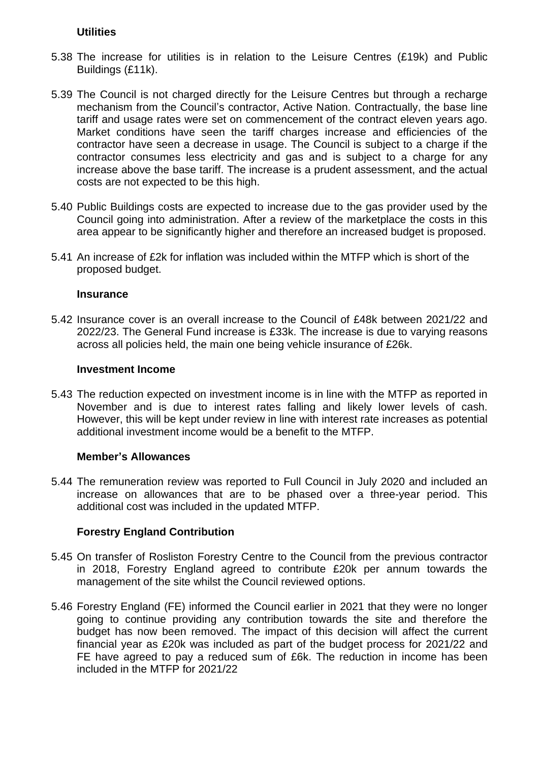### Utilities

5.38 The increase for utilities is in relation to the Leisure Centres (£19k) and Public Buildings (£11k).

5.39 The Council is not charged directly for the Leisure Centres but through a recharge mechanism from the Council's contractor, Active Nation. Contractually, the base line tariff and usage rates were set on commencement of the contract eleven years ago. Market conditions have seen the tariff charges increase and efficiencies of the contractor have seen a decrease in usage. The Council is subject to a charge if the contractor consumes less electricity and gas and is subject to a charge for any increase above the base tariff. The increase is a prudent assessment, and the actual costs are not expected to be this high.

5.40 Public Buildings costs are expected to increase due to the gas provider used by the Council going into administration. After a review of the marketplace the costs in this area appear to be significantly higher and therefore an increased budget is proposed.

5.41 An increase of £2k for inflation was included within the MTFP which is short of the proposed budget.

### Insurance

5.42 Insurance cover is an overall increase to the Council of £48k between 2021/22 and 2022/23. The General Fund increase is £33k. The increase is due to varying reasons across all policies held, the main one being vehicle insurance of £26k.

### Investment Income

5.43 The reduction expected on investment income is in line with the MTFP as reported in November and is due to interest rates falling and likely lower levels of cash. However, this will be kept under review in line with interest rate increases as potential additional investment income would be a benefit to the MTFP.

### Member's Allowances

5.44 The remuneration review was reported to Full Council in July 2020 and included an increase on allowances that are to be phased over a three-year period. This additional cost was included in the updated MTFP.

### Forestry England Contribution

5.45 On transfer of Rosliston Forestry Centre to the Council from the previous contractor in 2018, Forestry England agreed to contribute £20k per annum towards the management of the site whilst the Council reviewed options.

5.46 Forestry England (FE) informed the Council earlier in 2021 that they were no longer going to continue providing any contribution towards the site and therefore the budget has now been removed. The impact of this decision will affect the current financial year as £20k was included as part of the budget process for 2021/22 and FE have agreed to pay a reduced sum of £6k. The reduction in income has been included in the MTFP for 2021/22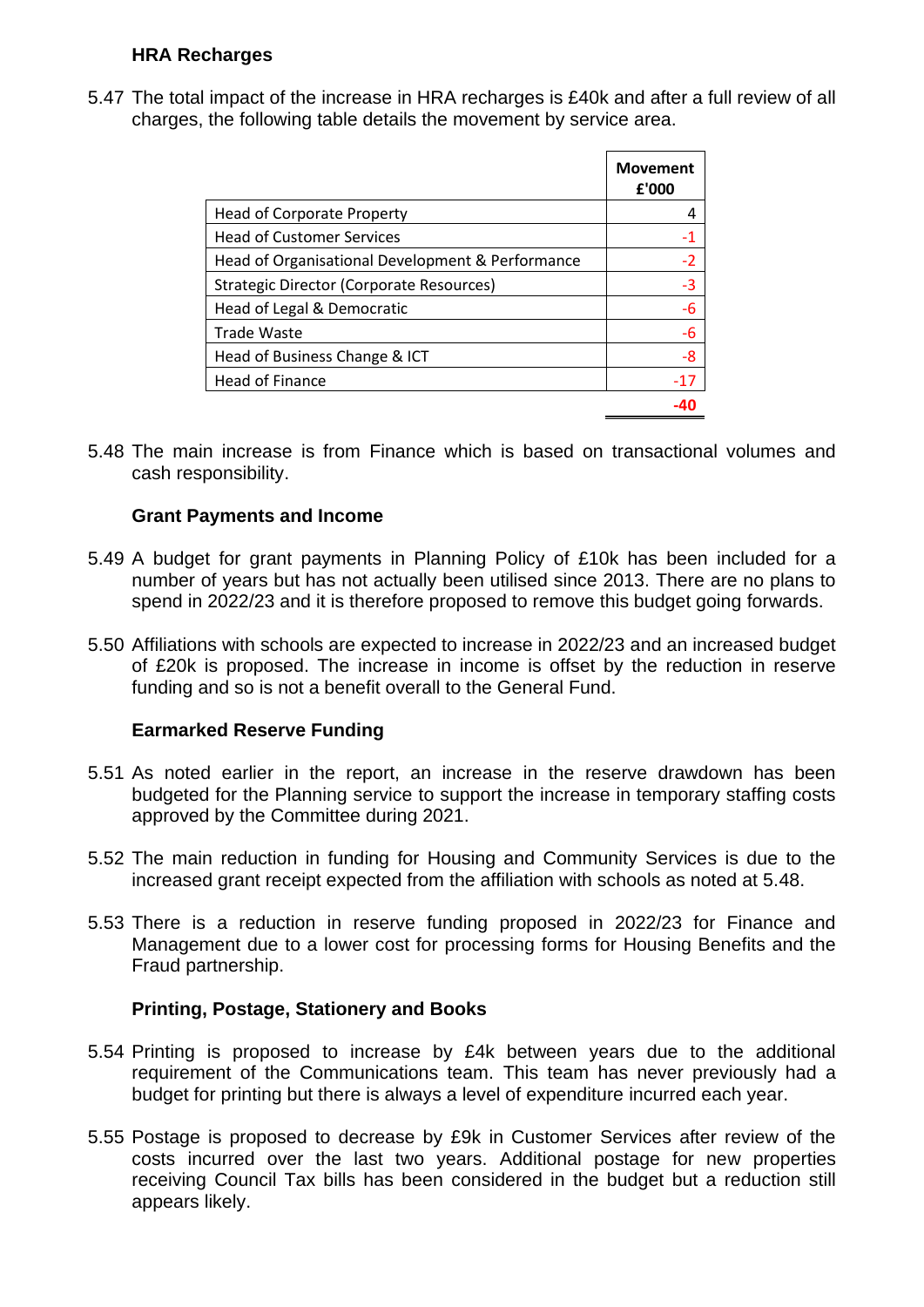**HRA Recharges**

5.47 The total impact of the increase in HRA recharges is £40k and after a full review of all charges, the following table details the movement by service area.

| | Movement £'000 |
|---|---|
| Head of Corporate Property | 4 |
| Head of Customer Services | -1 |
| Head of Organisational Development & Performance | -2 |
| Strategic Director (Corporate Resources) | -3 |
| Head of Legal & Democratic | -6 |
| Trade Waste | -6 |
| Head of Business Change & ICT | -8 |
| Head of Finance | -17 |
| | **-40** |

5.48 The main increase is from Finance which is based on transactional volumes and cash responsibility.

**Grant Payments and Income**

5.49 A budget for grant payments in Planning Policy of £10k has been included for a number of years but has not actually been utilised since 2013. There are no plans to spend in 2022/23 and it is therefore proposed to remove this budget going forwards.

5.50 Affiliations with schools are expected to increase in 2022/23 and an increased budget of £20k is proposed. The increase in income is offset by the reduction in reserve funding and so is not a benefit overall to the General Fund.

**Earmarked Reserve Funding**

5.51 As noted earlier in the report, an increase in the reserve drawdown has been budgeted for the Planning service to support the increase in temporary staffing costs approved by the Committee during 2021.

5.52 The main reduction in funding for Housing and Community Services is due to the increased grant receipt expected from the affiliation with schools as noted at 5.48.

5.53 There is a reduction in reserve funding proposed in 2022/23 for Finance and Management due to a lower cost for processing forms for Housing Benefits and the Fraud partnership.

**Printing, Postage, Stationery and Books**

5.54 Printing is proposed to increase by £4k between years due to the additional requirement of the Communications team. This team has never previously had a budget for printing but there is always a level of expenditure incurred each year.

5.55 Postage is proposed to decrease by £9k in Customer Services after review of the costs incurred over the last two years. Additional postage for new properties receiving Council Tax bills has been considered in the budget but a reduction still appears likely.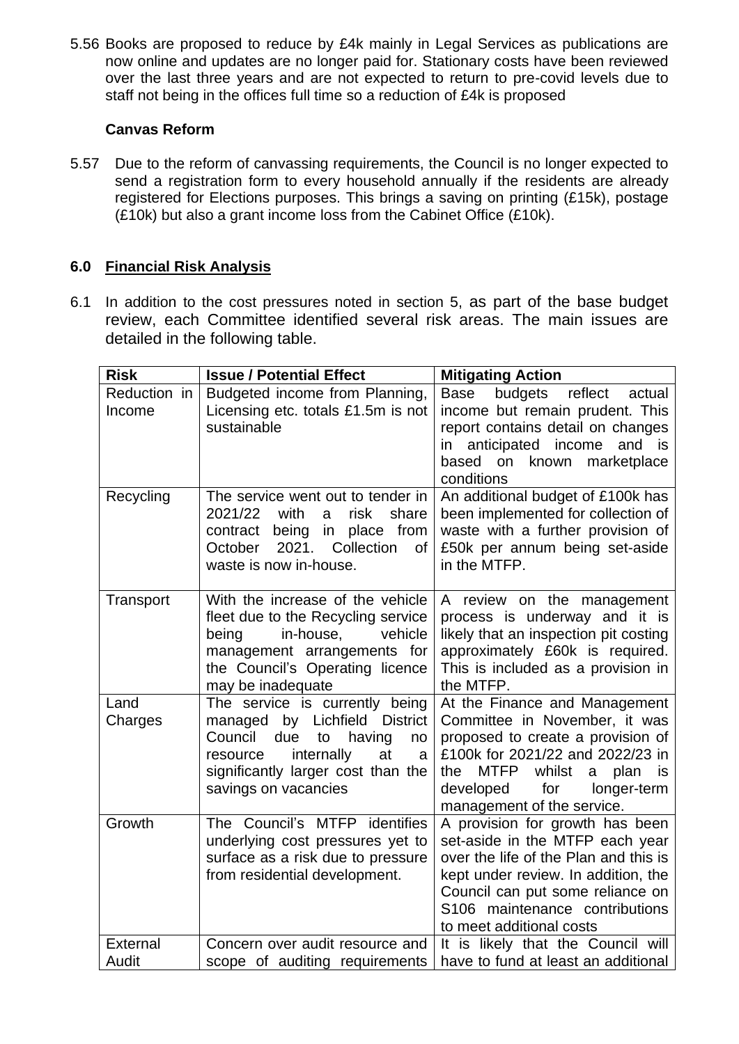5.56 Books are proposed to reduce by £4k mainly in Legal Services as publications are now online and updates are no longer paid for. Stationary costs have been reviewed over the last three years and are not expected to return to pre-covid levels due to staff not being in the offices full time so a reduction of £4k is proposed

**Canvas Reform**

5.57 Due to the reform of canvassing requirements, the Council is no longer expected to send a registration form to every household annually if the residents are already registered for Elections purposes. This brings a saving on printing (£15k), postage (£10k) but also a grant income loss from the Cabinet Office (£10k).

## 6.0 Financial Risk Analysis

6.1 In addition to the cost pressures noted in section 5, as part of the base budget review, each Committee identified several risk areas. The main issues are detailed in the following table.

| Risk | Issue / Potential Effect | Mitigating Action |
|---|---|---|
| Reduction in Income | Budgeted income from Planning, Licensing etc. totals £1.5m is not sustainable | Base budgets reflect actual income but remain prudent. This report contains detail on changes in anticipated income and is based on known marketplace conditions |
| Recycling | The service went out to tender in 2021/22 with a risk share contract being in place from October 2021. Collection of waste is now in-house. | An additional budget of £100k has been implemented for collection of waste with a further provision of £50k per annum being set-aside in the MTFP. |
| Transport | With the increase of the vehicle fleet due to the Recycling service being in-house, vehicle management arrangements for the Council's Operating licence may be inadequate | A review on the management process is underway and it is likely that an inspection pit costing approximately £60k is required. This is included as a provision in the MTFP. |
| Land Charges | The service is currently being managed by Lichfield District Council due to having no resource internally at a significantly larger cost than the savings on vacancies | At the Finance and Management Committee in November, it was proposed to create a provision of £100k for 2021/22 and 2022/23 in the MTFP whilst a plan is developed for longer-term management of the service. |
| Growth | The Council's MTFP identifies underlying cost pressures yet to surface as a risk due to pressure from residential development. | A provision for growth has been set-aside in the MTFP each year over the life of the Plan and this is kept under review. In addition, the Council can put some reliance on S106 maintenance contributions to meet additional costs |
| External Audit | Concern over audit resource and scope of auditing requirements | It is likely that the Council will have to fund at least an additional |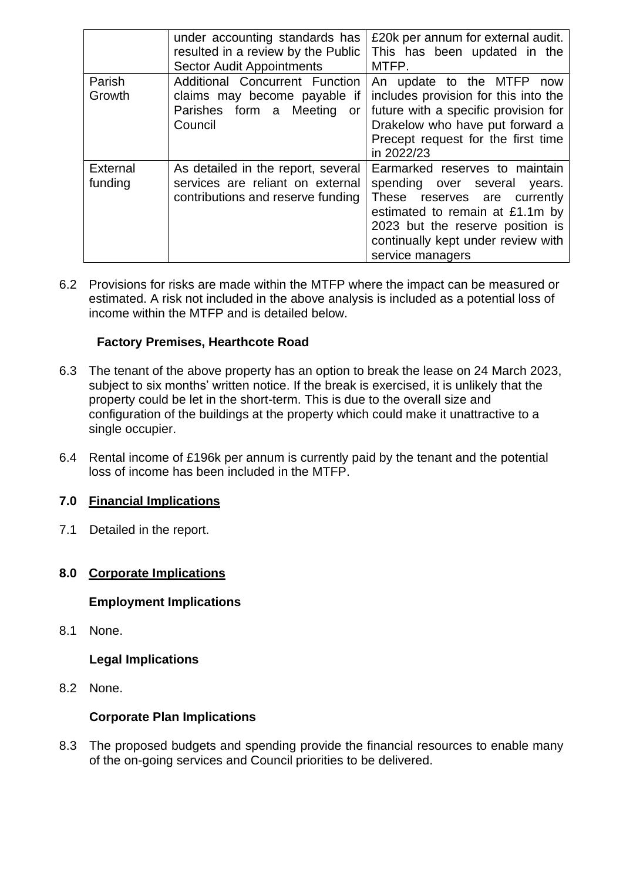| | | |
|---|---|---|
| | under accounting standards has resulted in a review by the Public Sector Audit Appointments | £20k per annum for external audit. This has been updated in the MTFP. |
| Parish Growth | Additional Concurrent Function claims may become payable if Parishes form a Meeting or Council | An update to the MTFP now includes provision for this into the future with a specific provision for Drakelow who have put forward a Precept request for the first time in 2022/23 |
| External funding | As detailed in the report, several services are reliant on external contributions and reserve funding | Earmarked reserves to maintain spending over several years. These reserves are currently estimated to remain at £1.1m by 2023 but the reserve position is continually kept under review with service managers |

6.2 Provisions for risks are made within the MTFP where the impact can be measured or estimated. A risk not included in the above analysis is included as a potential loss of income within the MTFP and is detailed below.

**Factory Premises, Hearthcote Road**

6.3 The tenant of the above property has an option to break the lease on 24 March 2023, subject to six months' written notice. If the break is exercised, it is unlikely that the property could be let in the short-term. This is due to the overall size and configuration of the buildings at the property which could make it unattractive to a single occupier.

6.4 Rental income of £196k per annum is currently paid by the tenant and the potential loss of income has been included in the MTFP.

## 7.0 Financial Implications

7.1 Detailed in the report.

## 8.0 Corporate Implications

**Employment Implications**

8.1 None.

**Legal Implications**

8.2 None.

**Corporate Plan Implications**

8.3 The proposed budgets and spending provide the financial resources to enable many of the on-going services and Council priorities to be delivered.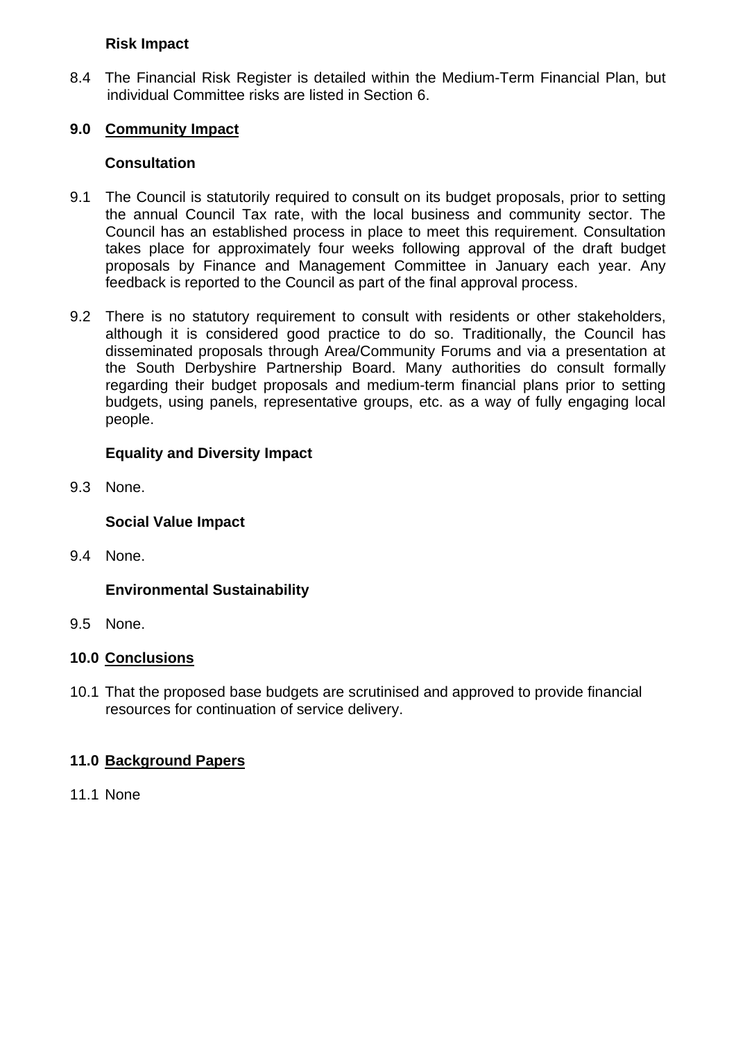### Risk Impact

8.4 The Financial Risk Register is detailed within the Medium-Term Financial Plan, but individual Committee risks are listed in Section 6.

## 9.0 Community Impact

### Consultation

9.1 The Council is statutorily required to consult on its budget proposals, prior to setting the annual Council Tax rate, with the local business and community sector. The Council has an established process in place to meet this requirement. Consultation takes place for approximately four weeks following approval of the draft budget proposals by Finance and Management Committee in January each year. Any feedback is reported to the Council as part of the final approval process.

9.2 There is no statutory requirement to consult with residents or other stakeholders, although it is considered good practice to do so. Traditionally, the Council has disseminated proposals through Area/Community Forums and via a presentation at the South Derbyshire Partnership Board. Many authorities do consult formally regarding their budget proposals and medium-term financial plans prior to setting budgets, using panels, representative groups, etc. as a way of fully engaging local people.

### Equality and Diversity Impact

9.3 None.

### Social Value Impact

9.4 None.

### Environmental Sustainability

9.5 None.

## 10.0 Conclusions

10.1 That the proposed base budgets are scrutinised and approved to provide financial resources for continuation of service delivery.

## 11.0 Background Papers

11.1 None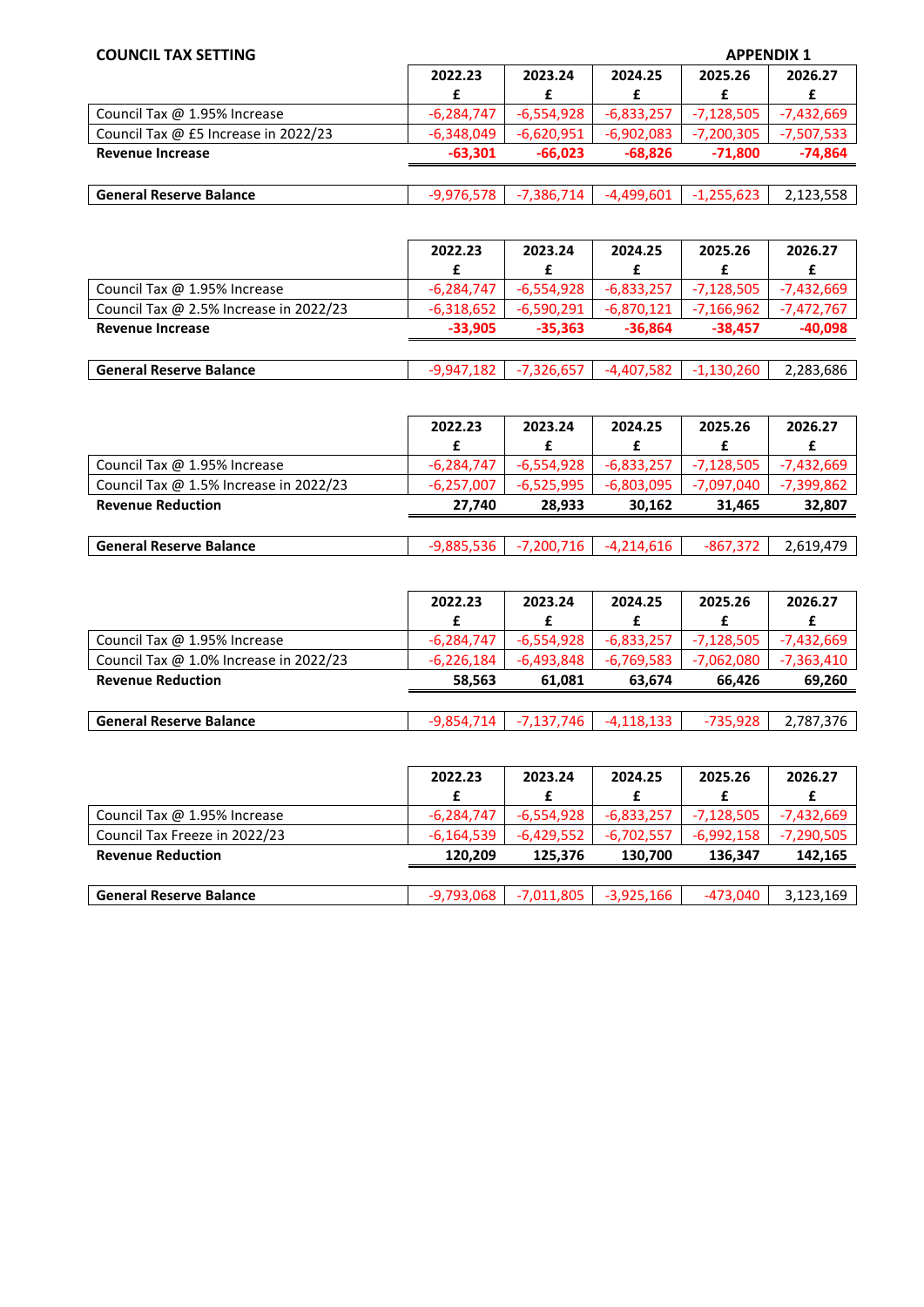**COUNCIL TAX SETTING** **APPENDIX 1**

| | 2022.23<br>£ | 2023.24<br>£ | 2024.25<br>£ | 2025.26<br>£ | 2026.27<br>£ |
|---|---|---|---|---|---|
| Council Tax @ 1.95% Increase | -6,284,747 | -6,554,928 | -6,833,257 | -7,128,505 | -7,432,669 |
| Council Tax @ £5 Increase in 2022/23 | -6,348,049 | -6,620,951 | -6,902,083 | -7,200,305 | -7,507,533 |
| **Revenue Increase** | **-63,301** | **-66,023** | **-68,826** | **-71,800** | **-74,864** |
| | | | | | |
| **General Reserve Balance** | -9,976,578 | -7,386,714 | -4,499,601 | -1,255,623 | 2,123,558 |

| | 2022.23<br>£ | 2023.24<br>£ | 2024.25<br>£ | 2025.26<br>£ | 2026.27<br>£ |
|---|---|---|---|---|---|
| Council Tax @ 1.95% Increase | -6,284,747 | -6,554,928 | -6,833,257 | -7,128,505 | -7,432,669 |
| Council Tax @ 2.5% Increase in 2022/23 | -6,318,652 | -6,590,291 | -6,870,121 | -7,166,962 | -7,472,767 |
| **Revenue Increase** | **-33,905** | **-35,363** | **-36,864** | **-38,457** | **-40,098** |
| | | | | | |
| **General Reserve Balance** | -9,947,182 | -7,326,657 | -4,407,582 | -1,130,260 | 2,283,686 |

| | 2022.23<br>£ | 2023.24<br>£ | 2024.25<br>£ | 2025.26<br>£ | 2026.27<br>£ |
|---|---|---|---|---|---|
| Council Tax @ 1.95% Increase | -6,284,747 | -6,554,928 | -6,833,257 | -7,128,505 | -7,432,669 |
| Council Tax @ 1.5% Increase in 2022/23 | -6,257,007 | -6,525,995 | -6,803,095 | -7,097,040 | -7,399,862 |
| **Revenue Reduction** | **27,740** | **28,933** | **30,162** | **31,465** | **32,807** |
| | | | | | |
| **General Reserve Balance** | -9,885,536 | -7,200,716 | -4,214,616 | -867,372 | 2,619,479 |

| | 2022.23<br>£ | 2023.24<br>£ | 2024.25<br>£ | 2025.26<br>£ | 2026.27<br>£ |
|---|---|---|---|---|---|
| Council Tax @ 1.95% Increase | -6,284,747 | -6,554,928 | -6,833,257 | -7,128,505 | -7,432,669 |
| Council Tax @ 1.0% Increase in 2022/23 | -6,226,184 | -6,493,848 | -6,769,583 | -7,062,080 | -7,363,410 |
| **Revenue Reduction** | **58,563** | **61,081** | **63,674** | **66,426** | **69,260** |
| | | | | | |
| **General Reserve Balance** | -9,854,714 | -7,137,746 | -4,118,133 | -735,928 | 2,787,376 |

| | 2022.23<br>£ | 2023.24<br>£ | 2024.25<br>£ | 2025.26<br>£ | 2026.27<br>£ |
|---|---|---|---|---|---|
| Council Tax @ 1.95% Increase | -6,284,747 | -6,554,928 | -6,833,257 | -7,128,505 | -7,432,669 |
| Council Tax Freeze in 2022/23 | -6,164,539 | -6,429,552 | -6,702,557 | -6,992,158 | -7,290,505 |
| **Revenue Reduction** | **120,209** | **125,376** | **130,700** | **136,347** | **142,165** |
| | | | | | |
| **General Reserve Balance** | -9,793,068 | -7,011,805 | -3,925,166 | -473,040 | 3,123,169 |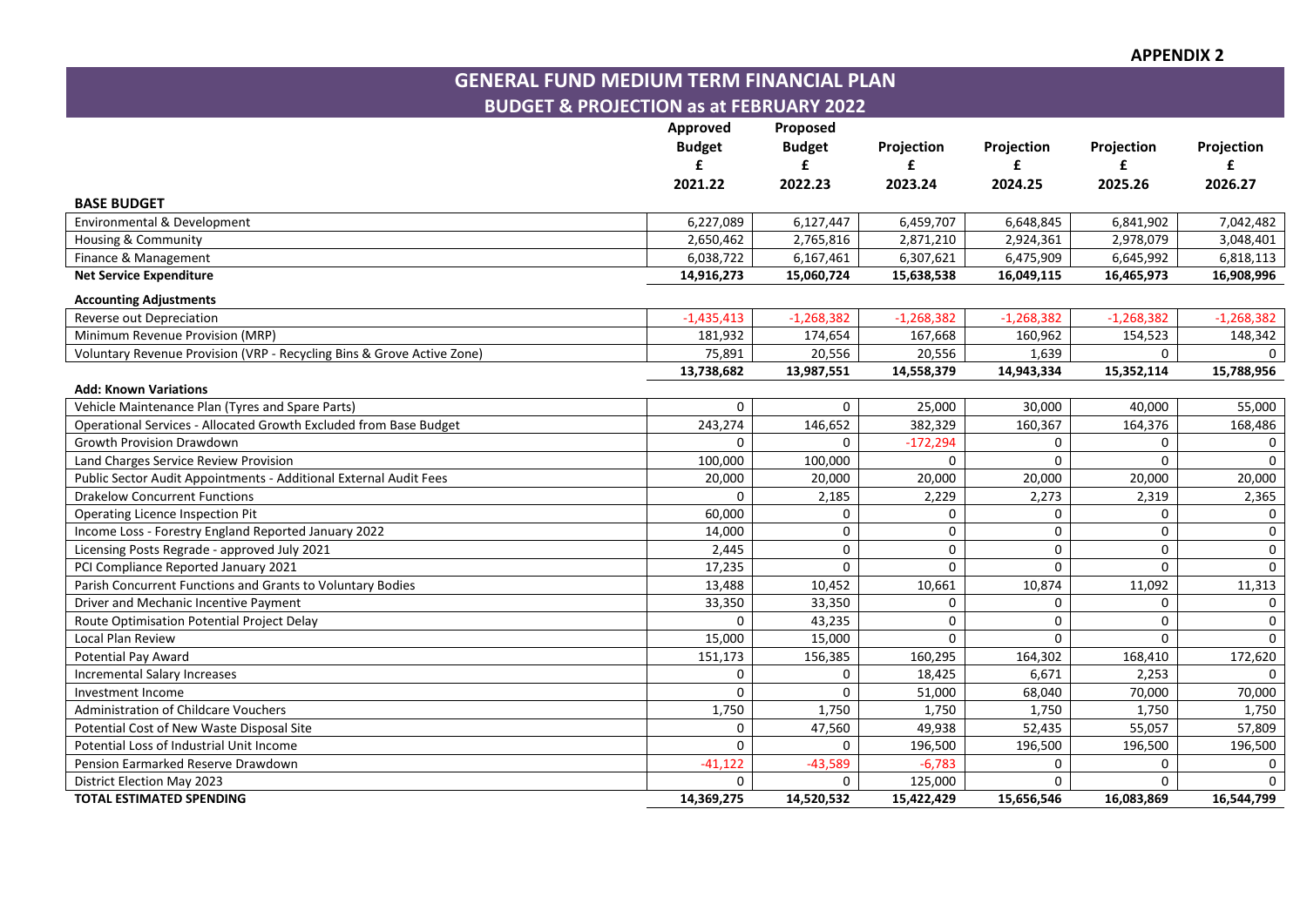**APPENDIX 2**

# GENERAL FUND MEDIUM TERM FINANCIAL PLAN

## BUDGET & PROJECTION as at FEBRUARY 2022

| | Approved Budget £ 2021.22 | Proposed Budget £ 2022.23 | Projection £ 2023.24 | Projection £ 2024.25 | Projection £ 2025.26 | Projection £ 2026.27 |
|---|---|---|---|---|---|---|
| **BASE BUDGET** | | | | | | |
| Environmental & Development | 6,227,089 | 6,127,447 | 6,459,707 | 6,648,845 | 6,841,902 | 7,042,482 |
| Housing & Community | 2,650,462 | 2,765,816 | 2,871,210 | 2,924,361 | 2,978,079 | 3,048,401 |
| Finance & Management | 6,038,722 | 6,167,461 | 6,307,621 | 6,475,909 | 6,645,992 | 6,818,113 |
| **Net Service Expenditure** | **14,916,273** | **15,060,724** | **15,638,538** | **16,049,115** | **16,465,973** | **16,908,996** |
| **Accounting Adjustments** | | | | | | |
| Reverse out Depreciation | -1,435,413 | -1,268,382 | -1,268,382 | -1,268,382 | -1,268,382 | -1,268,382 |
| Minimum Revenue Provision (MRP) | 181,932 | 174,654 | 167,668 | 160,962 | 154,523 | 148,342 |
| Voluntary Revenue Provision (VRP - Recycling Bins & Grove Active Zone) | 75,891 | 20,556 | 20,556 | 1,639 | 0 | 0 |
| | **13,738,682** | **13,987,551** | **14,558,379** | **14,943,334** | **15,352,114** | **15,788,956** |
| **Add: Known Variations** | | | | | | |
| Vehicle Maintenance Plan (Tyres and Spare Parts) | 0 | 0 | 25,000 | 30,000 | 40,000 | 55,000 |
| Operational Services - Allocated Growth Excluded from Base Budget | 243,274 | 146,652 | 382,329 | 160,367 | 164,376 | 168,486 |
| Growth Provision Drawdown | 0 | 0 | -172,294 | 0 | 0 | 0 |
| Land Charges Service Review Provision | 100,000 | 100,000 | 0 | 0 | 0 | 0 |
| Public Sector Audit Appointments - Additional External Audit Fees | 20,000 | 20,000 | 20,000 | 20,000 | 20,000 | 20,000 |
| Drakelow Concurrent Functions | 0 | 2,185 | 2,229 | 2,273 | 2,319 | 2,365 |
| Operating Licence Inspection Pit | 60,000 | 0 | 0 | 0 | 0 | 0 |
| Income Loss - Forestry England Reported January 2022 | 14,000 | 0 | 0 | 0 | 0 | 0 |
| Licensing Posts Regrade - approved July 2021 | 2,445 | 0 | 0 | 0 | 0 | 0 |
| PCI Compliance Reported January 2021 | 17,235 | 0 | 0 | 0 | 0 | 0 |
| Parish Concurrent Functions and Grants to Voluntary Bodies | 13,488 | 10,452 | 10,661 | 10,874 | 11,092 | 11,313 |
| Driver and Mechanic Incentive Payment | 33,350 | 33,350 | 0 | 0 | 0 | 0 |
| Route Optimisation Potential Project Delay | 0 | 43,235 | 0 | 0 | 0 | 0 |
| Local Plan Review | 15,000 | 15,000 | 0 | 0 | 0 | 0 |
| Potential Pay Award | 151,173 | 156,385 | 160,295 | 164,302 | 168,410 | 172,620 |
| Incremental Salary Increases | 0 | 0 | 18,425 | 6,671 | 2,253 | 0 |
| Investment Income | 0 | 0 | 51,000 | 68,040 | 70,000 | 70,000 |
| Administration of Childcare Vouchers | 1,750 | 1,750 | 1,750 | 1,750 | 1,750 | 1,750 |
| Potential Cost of New Waste Disposal Site | 0 | 47,560 | 49,938 | 52,435 | 55,057 | 57,809 |
| Potential Loss of Industrial Unit Income | 0 | 0 | 196,500 | 196,500 | 196,500 | 196,500 |
| Pension Earmarked Reserve Drawdown | -41,122 | -43,589 | -6,783 | 0 | 0 | 0 |
| District Election May 2023 | 0 | 0 | 125,000 | 0 | 0 | 0 |
| **TOTAL ESTIMATED SPENDING** | **14,369,275** | **14,520,532** | **15,422,429** | **15,656,546** | **16,083,869** | **16,544,799** |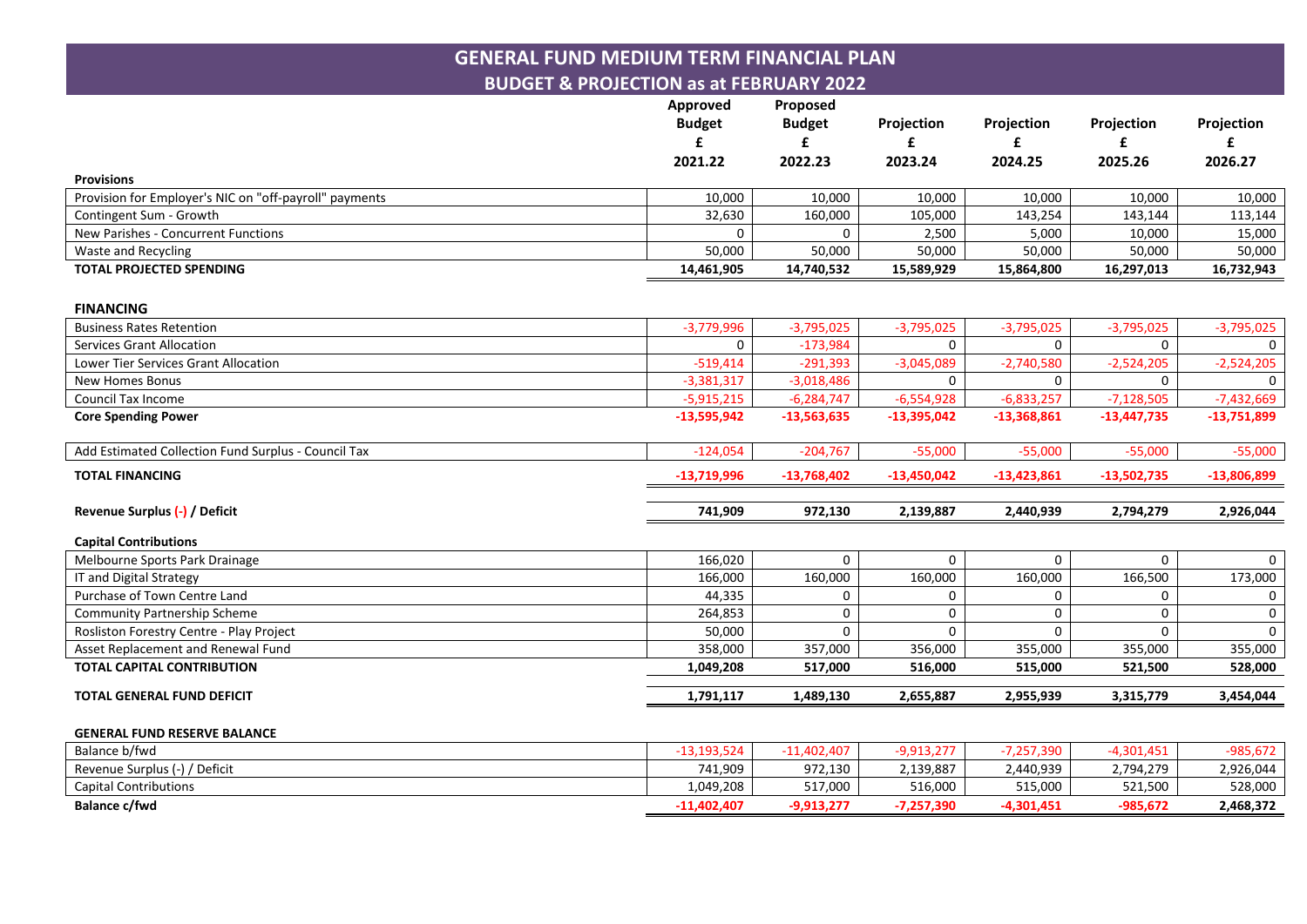# GENERAL FUND MEDIUM TERM FINANCIAL PLAN

## BUDGET & PROJECTION as at FEBRUARY 2022

| | Approved Budget £ 2021.22 | Proposed Budget £ 2022.23 | Projection £ 2023.24 | Projection £ 2024.25 | Projection £ 2025.26 | Projection £ 2026.27 |
|---|---|---|---|---|---|---|
| **Provisions** | | | | | | |
| Provision for Employer's NIC on "off-payroll" payments | 10,000 | 10,000 | 10,000 | 10,000 | 10,000 | 10,000 |
| Contingent Sum - Growth | 32,630 | 160,000 | 105,000 | 143,254 | 143,144 | 113,144 |
| New Parishes - Concurrent Functions | 0 | 0 | 2,500 | 5,000 | 10,000 | 15,000 |
| Waste and Recycling | 50,000 | 50,000 | 50,000 | 50,000 | 50,000 | 50,000 |
| **TOTAL PROJECTED SPENDING** | **14,461,905** | **14,740,532** | **15,589,929** | **15,864,800** | **16,297,013** | **16,732,943** |
| | | | | | | |
| **FINANCING** | | | | | | |
| Business Rates Retention | -3,779,996 | -3,795,025 | -3,795,025 | -3,795,025 | -3,795,025 | -3,795,025 |
| Services Grant Allocation | 0 | -173,984 | 0 | 0 | 0 | 0 |
| Lower Tier Services Grant Allocation | -519,414 | -291,393 | -3,045,089 | -2,740,580 | -2,524,205 | -2,524,205 |
| New Homes Bonus | -3,381,317 | -3,018,486 | 0 | 0 | 0 | 0 |
| Council Tax Income | -5,915,215 | -6,284,747 | -6,554,928 | -6,833,257 | -7,128,505 | -7,432,669 |
| **Core Spending Power** | **-13,595,942** | **-13,563,635** | **-13,395,042** | **-13,368,861** | **-13,447,735** | **-13,751,899** |
| | | | | | | |
| Add Estimated Collection Fund Surplus - Council Tax | -124,054 | -204,767 | -55,000 | -55,000 | -55,000 | -55,000 |
| **TOTAL FINANCING** | **-13,719,996** | **-13,768,402** | **-13,450,042** | **-13,423,861** | **-13,502,735** | **-13,806,899** |
| | | | | | | |
| **Revenue Surplus (-) / Deficit** | **741,909** | **972,130** | **2,139,887** | **2,440,939** | **2,794,279** | **2,926,044** |
| | | | | | | |
| **Capital Contributions** | | | | | | |
| Melbourne Sports Park Drainage | 166,020 | 0 | 0 | 0 | 0 | 0 |
| IT and Digital Strategy | 166,000 | 160,000 | 160,000 | 160,000 | 166,500 | 173,000 |
| Purchase of Town Centre Land | 44,335 | 0 | 0 | 0 | 0 | 0 |
| Community Partnership Scheme | 264,853 | 0 | 0 | 0 | 0 | 0 |
| Rosliston Forestry Centre - Play Project | 50,000 | 0 | 0 | 0 | 0 | 0 |
| Asset Replacement and Renewal Fund | 358,000 | 357,000 | 356,000 | 355,000 | 355,000 | 355,000 |
| **TOTAL CAPITAL CONTRIBUTION** | **1,049,208** | **517,000** | **516,000** | **515,000** | **521,500** | **528,000** |
| | | | | | | |
| **TOTAL GENERAL FUND DEFICIT** | **1,791,117** | **1,489,130** | **2,655,887** | **2,955,939** | **3,315,779** | **3,454,044** |
| | | | | | | |
| **GENERAL FUND RESERVE BALANCE** | | | | | | |
| Balance b/fwd | -13,193,524 | -11,402,407 | -9,913,277 | -7,257,390 | -4,301,451 | -985,672 |
| Revenue Surplus (-) / Deficit | 741,909 | 972,130 | 2,139,887 | 2,440,939 | 2,794,279 | 2,926,044 |
| Capital Contributions | 1,049,208 | 517,000 | 516,000 | 515,000 | 521,500 | 528,000 |
| **Balance c/fwd** | **-11,402,407** | **-9,913,277** | **-7,257,390** | **-4,301,451** | **-985,672** | **2,468,372** |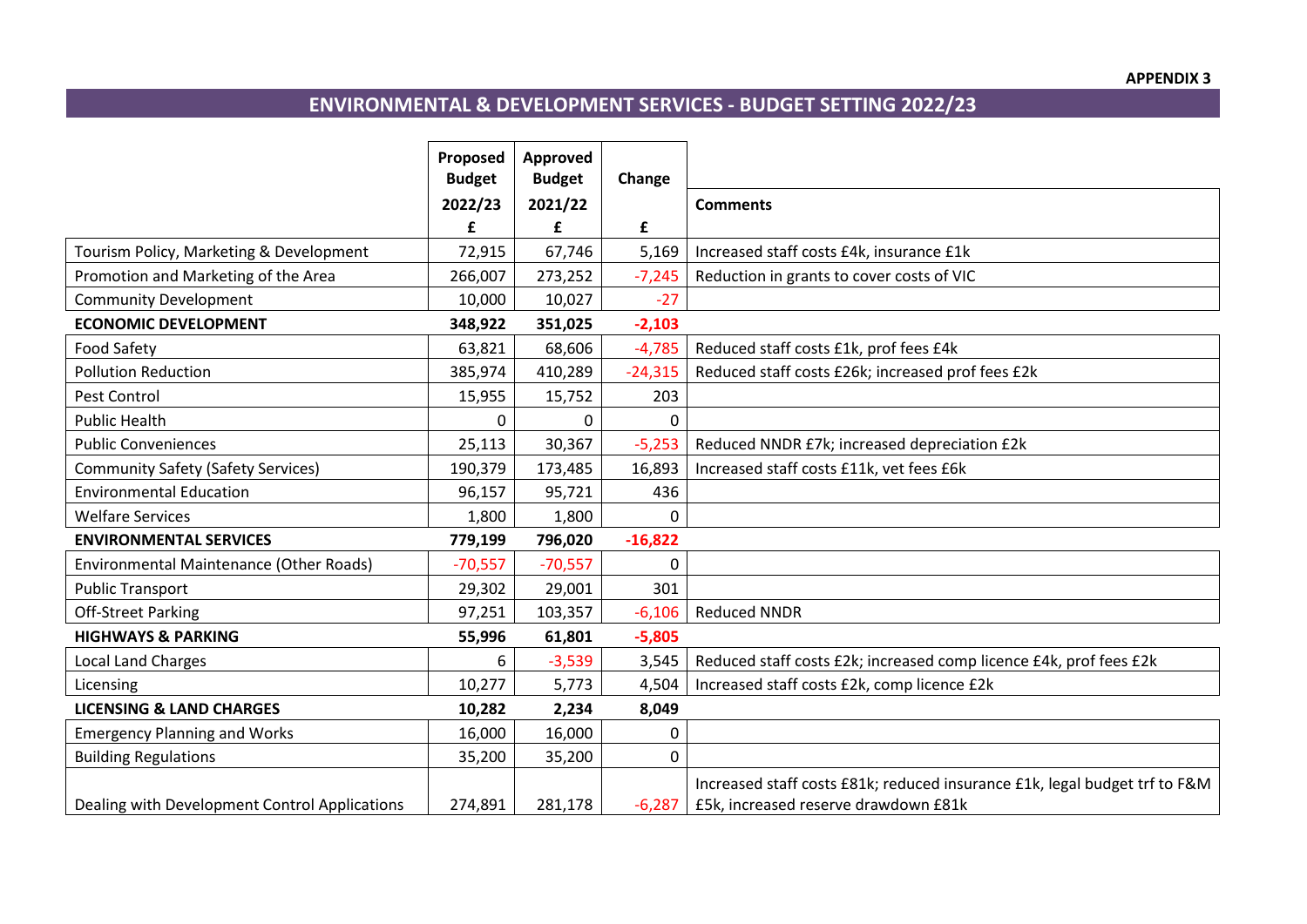**APPENDIX 3**

# ENVIRONMENTAL & DEVELOPMENT SERVICES - BUDGET SETTING 2022/23

| | Proposed Budget 2022/23 £ | Approved Budget 2021/22 £ | Change £ | Comments |
|---|---|---|---|---|
| Tourism Policy, Marketing & Development | 72,915 | 67,746 | 5,169 | Increased staff costs £4k, insurance £1k |
| Promotion and Marketing of the Area | 266,007 | 273,252 | -7,245 | Reduction in grants to cover costs of VIC |
| Community Development | 10,000 | 10,027 | -27 | |
| **ECONOMIC DEVELOPMENT** | **348,922** | **351,025** | **-2,103** | |
| Food Safety | 63,821 | 68,606 | -4,785 | Reduced staff costs £1k, prof fees £4k |
| Pollution Reduction | 385,974 | 410,289 | -24,315 | Reduced staff costs £26k; increased prof fees £2k |
| Pest Control | 15,955 | 15,752 | 203 | |
| Public Health | 0 | 0 | 0 | |
| Public Conveniences | 25,113 | 30,367 | -5,253 | Reduced NNDR £7k; increased depreciation £2k |
| Community Safety (Safety Services) | 190,379 | 173,485 | 16,893 | Increased staff costs £11k, vet fees £6k |
| Environmental Education | 96,157 | 95,721 | 436 | |
| Welfare Services | 1,800 | 1,800 | 0 | |
| **ENVIRONMENTAL SERVICES** | **779,199** | **796,020** | **-16,822** | |
| Environmental Maintenance (Other Roads) | -70,557 | -70,557 | 0 | |
| Public Transport | 29,302 | 29,001 | 301 | |
| Off-Street Parking | 97,251 | 103,357 | -6,106 | Reduced NNDR |
| **HIGHWAYS & PARKING** | **55,996** | **61,801** | **-5,805** | |
| Local Land Charges | 6 | -3,539 | 3,545 | Reduced staff costs £2k; increased comp licence £4k, prof fees £2k |
| Licensing | 10,277 | 5,773 | 4,504 | Increased staff costs £2k, comp licence £2k |
| **LICENSING & LAND CHARGES** | **10,282** | **2,234** | **8,049** | |
| Emergency Planning and Works | 16,000 | 16,000 | 0 | |
| Building Regulations | 35,200 | 35,200 | 0 | |
| Dealing with Development Control Applications | 274,891 | 281,178 | -6,287 | Increased staff costs £81k; reduced insurance £1k, legal budget trf to F&M £5k, increased reserve drawdown £81k |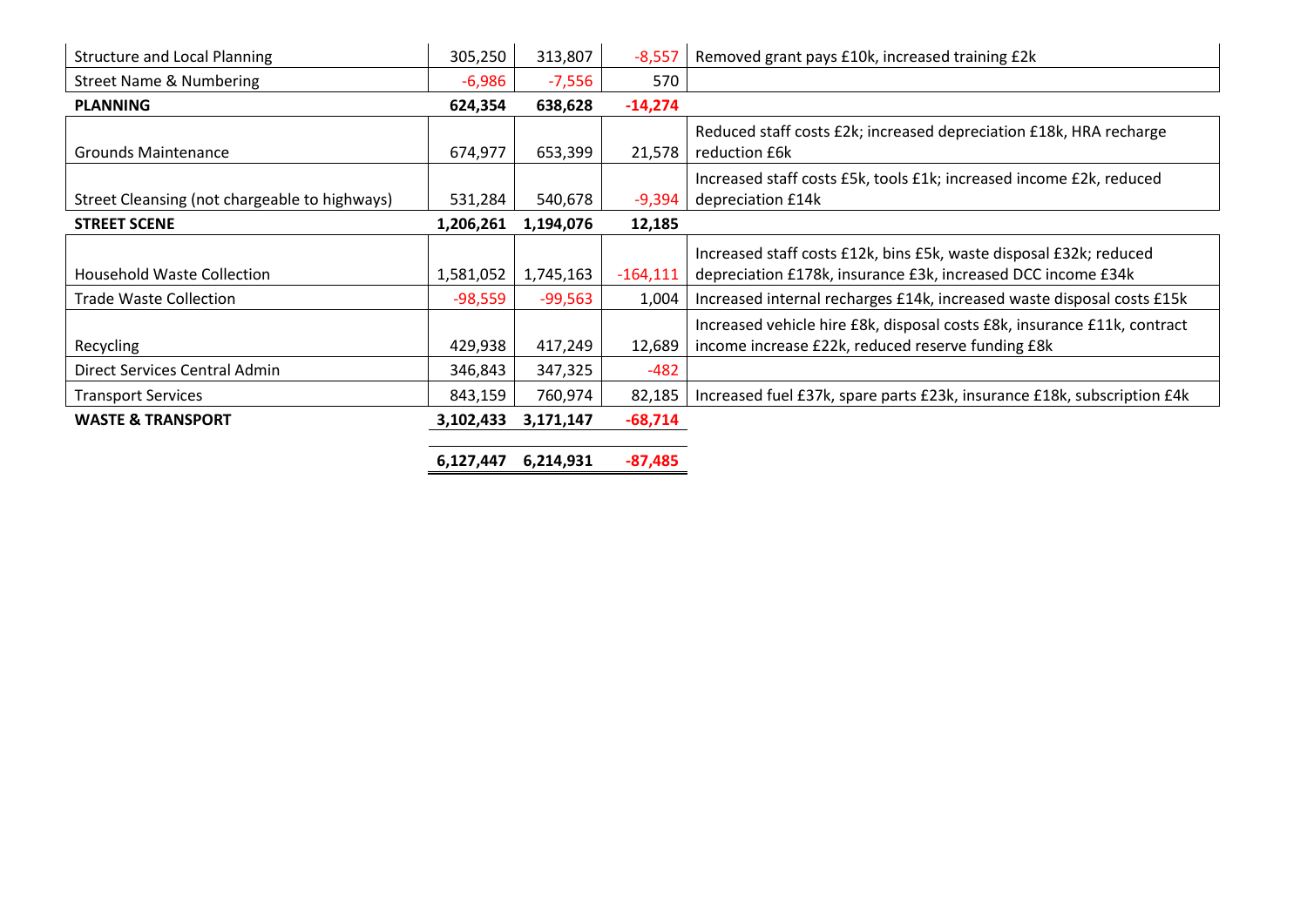| | | | | |
|---|---|---|---|---|
| Structure and Local Planning | 305,250 | 313,807 | -8,557 | Removed grant pays £10k, increased training £2k |
| Street Name & Numbering | -6,986 | -7,556 | 570 | |
| **PLANNING** | **624,354** | **638,628** | **-14,274** | |
| Grounds Maintenance | 674,977 | 653,399 | 21,578 | Reduced staff costs £2k; increased depreciation £18k, HRA recharge reduction £6k |
| Street Cleansing (not chargeable to highways) | 531,284 | 540,678 | -9,394 | Increased staff costs £5k, tools £1k; increased income £2k, reduced depreciation £14k |
| **STREET SCENE** | **1,206,261** | **1,194,076** | **12,185** | |
| Household Waste Collection | 1,581,052 | 1,745,163 | -164,111 | Increased staff costs £12k, bins £5k, waste disposal £32k; reduced depreciation £178k, insurance £3k, increased DCC income £34k |
| Trade Waste Collection | -98,559 | -99,563 | 1,004 | Increased internal recharges £14k, increased waste disposal costs £15k |
| Recycling | 429,938 | 417,249 | 12,689 | Increased vehicle hire £8k, disposal costs £8k, insurance £11k, contract income increase £22k, reduced reserve funding £8k |
| Direct Services Central Admin | 346,843 | 347,325 | -482 | |
| Transport Services | 843,159 | 760,974 | 82,185 | Increased fuel £37k, spare parts £23k, insurance £18k, subscription £4k |
| **WASTE & TRANSPORT** | **3,102,433** | **3,171,147** | **-68,714** | |
| | **6,127,447** | **6,214,931** | **-87,485** | |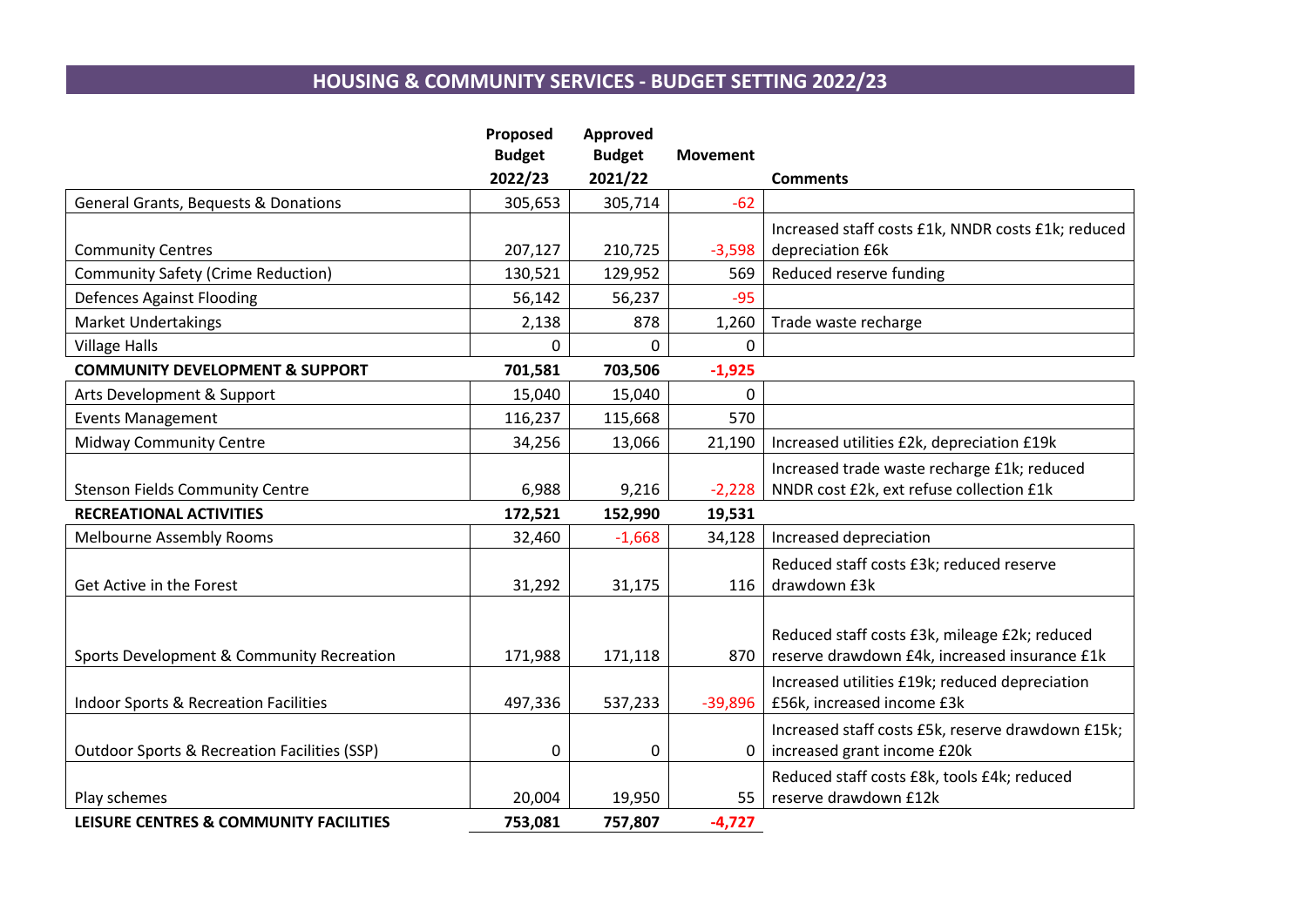# HOUSING & COMMUNITY SERVICES - BUDGET SETTING 2022/23

| | Proposed Budget 2022/23 | Approved Budget 2021/22 | Movement | Comments |
|---|---|---|---|---|
| General Grants, Bequests & Donations | 305,653 | 305,714 | -62 | |
| Community Centres | 207,127 | 210,725 | -3,598 | Increased staff costs £1k, NNDR costs £1k; reduced depreciation £6k |
| Community Safety (Crime Reduction) | 130,521 | 129,952 | 569 | Reduced reserve funding |
| Defences Against Flooding | 56,142 | 56,237 | -95 | |
| Market Undertakings | 2,138 | 878 | 1,260 | Trade waste recharge |
| Village Halls | 0 | 0 | 0 | |
| **COMMUNITY DEVELOPMENT & SUPPORT** | **701,581** | **703,506** | **-1,925** | |
| Arts Development & Support | 15,040 | 15,040 | 0 | |
| Events Management | 116,237 | 115,668 | 570 | |
| Midway Community Centre | 34,256 | 13,066 | 21,190 | Increased utilities £2k, depreciation £19k |
| Stenson Fields Community Centre | 6,988 | 9,216 | -2,228 | Increased trade waste recharge £1k; reduced NNDR cost £2k, ext refuse collection £1k |
| **RECREATIONAL ACTIVITIES** | **172,521** | **152,990** | **19,531** | |
| Melbourne Assembly Rooms | 32,460 | -1,668 | 34,128 | Increased depreciation |
| Get Active in the Forest | 31,292 | 31,175 | 116 | Reduced staff costs £3k; reduced reserve drawdown £3k |
| Sports Development & Community Recreation | 171,988 | 171,118 | 870 | Reduced staff costs £3k, mileage £2k; reduced reserve drawdown £4k, increased insurance £1k |
| Indoor Sports & Recreation Facilities | 497,336 | 537,233 | -39,896 | Increased utilities £19k; reduced depreciation £56k, increased income £3k |
| Outdoor Sports & Recreation Facilities (SSP) | 0 | 0 | 0 | Increased staff costs £5k, reserve drawdown £15k; increased grant income £20k |
| Play schemes | 20,004 | 19,950 | 55 | Reduced staff costs £8k, tools £4k; reduced reserve drawdown £12k |
| **LEISURE CENTRES & COMMUNITY FACILITIES** | **753,081** | **757,807** | **-4,727** | |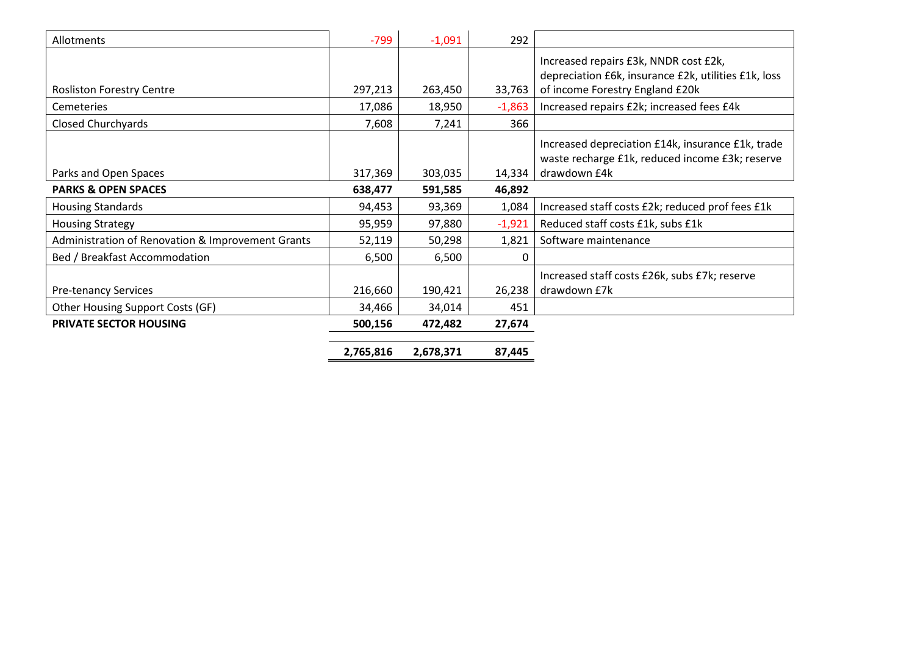| | | | | |
|---|---|---|---|---|
| Allotments | -799 | -1,091 | 292 | |
| Rosliston Forestry Centre | 297,213 | 263,450 | 33,763 | Increased repairs £3k, NNDR cost £2k, depreciation £6k, insurance £2k, utilities £1k, loss of income Forestry England £20k |
| Cemeteries | 17,086 | 18,950 | -1,863 | Increased repairs £2k; increased fees £4k |
| Closed Churchyards | 7,608 | 7,241 | 366 | |
| Parks and Open Spaces | 317,369 | 303,035 | 14,334 | Increased depreciation £14k, insurance £1k, trade waste recharge £1k, reduced income £3k; reserve drawdown £4k |
| **PARKS & OPEN SPACES** | **638,477** | **591,585** | **46,892** | |
| Housing Standards | 94,453 | 93,369 | 1,084 | Increased staff costs £2k; reduced prof fees £1k |
| Housing Strategy | 95,959 | 97,880 | -1,921 | Reduced staff costs £1k, subs £1k |
| Administration of Renovation & Improvement Grants | 52,119 | 50,298 | 1,821 | Software maintenance |
| Bed / Breakfast Accommodation | 6,500 | 6,500 | 0 | |
| Pre-tenancy Services | 216,660 | 190,421 | 26,238 | Increased staff costs £26k, subs £7k; reserve drawdown £7k |
| Other Housing Support Costs (GF) | 34,466 | 34,014 | 451 | |
| **PRIVATE SECTOR HOUSING** | **500,156** | **472,482** | **27,674** | |
| | **2,765,816** | **2,678,371** | **87,445** | |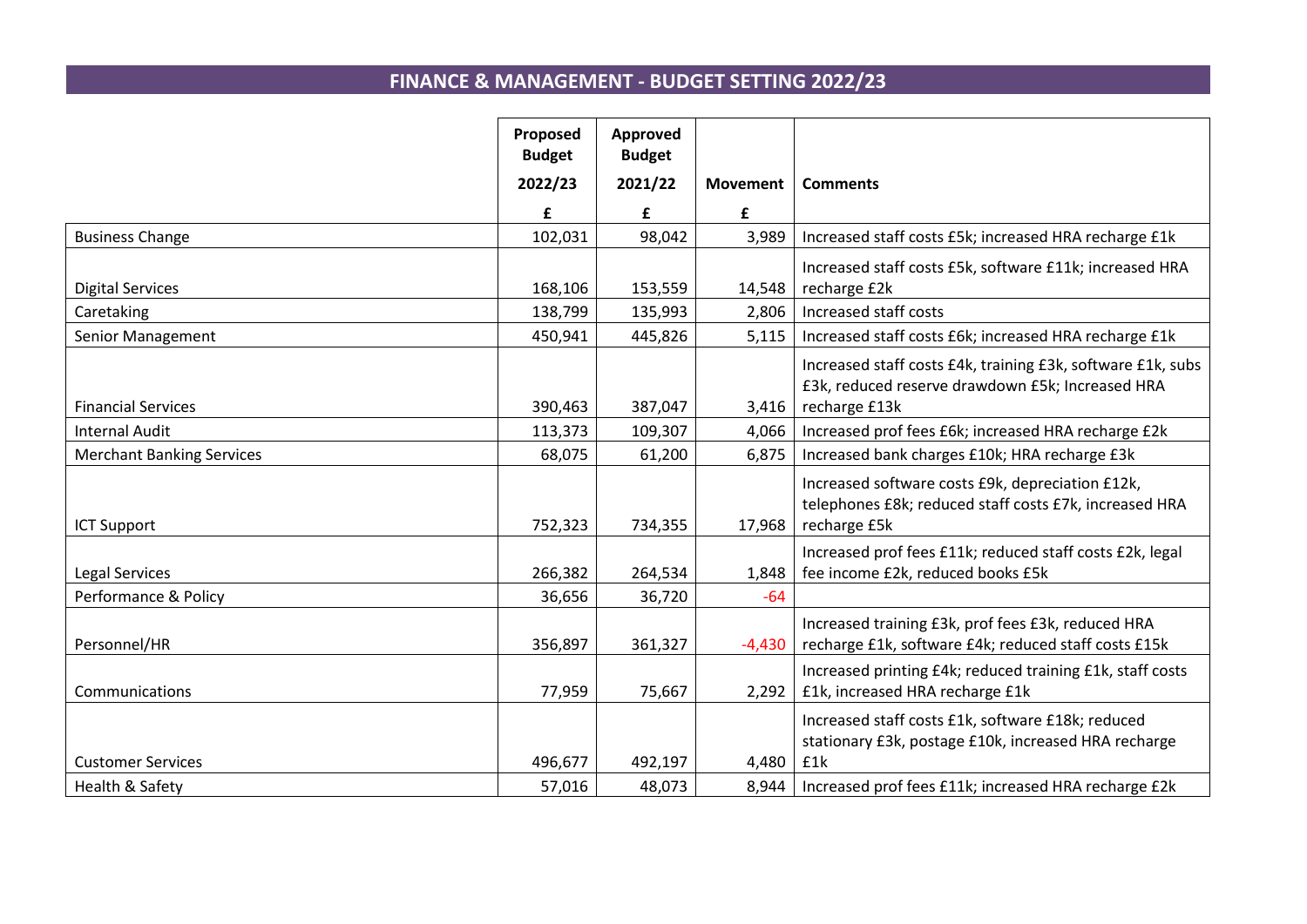# FINANCE & MANAGEMENT - BUDGET SETTING 2022/23

| | Proposed Budget 2022/23 £ | Approved Budget 2021/22 £ | Movement £ | Comments |
|---|---|---|---|---|
| Business Change | 102,031 | 98,042 | 3,989 | Increased staff costs £5k; increased HRA recharge £1k |
| Digital Services | 168,106 | 153,559 | 14,548 | Increased staff costs £5k, software £11k; increased HRA recharge £2k |
| Caretaking | 138,799 | 135,993 | 2,806 | Increased staff costs |
| Senior Management | 450,941 | 445,826 | 5,115 | Increased staff costs £6k; increased HRA recharge £1k |
| Financial Services | 390,463 | 387,047 | 3,416 | Increased staff costs £4k, training £3k, software £1k, subs £3k, reduced reserve drawdown £5k; Increased HRA recharge £13k |
| Internal Audit | 113,373 | 109,307 | 4,066 | Increased prof fees £6k; increased HRA recharge £2k |
| Merchant Banking Services | 68,075 | 61,200 | 6,875 | Increased bank charges £10k; HRA recharge £3k |
| ICT Support | 752,323 | 734,355 | 17,968 | Increased software costs £9k, depreciation £12k, telephones £8k; reduced staff costs £7k, increased HRA recharge £5k |
| Legal Services | 266,382 | 264,534 | 1,848 | Increased prof fees £11k; reduced staff costs £2k, legal fee income £2k, reduced books £5k |
| Performance & Policy | 36,656 | 36,720 | -64 | |
| Personnel/HR | 356,897 | 361,327 | -4,430 | Increased training £3k, prof fees £3k, reduced HRA recharge £1k, software £4k; reduced staff costs £15k |
| Communications | 77,959 | 75,667 | 2,292 | Increased printing £4k; reduced training £1k, staff costs £1k, increased HRA recharge £1k |
| Customer Services | 496,677 | 492,197 | 4,480 | Increased staff costs £1k, software £18k; reduced stationary £3k, postage £10k, increased HRA recharge £1k |
| Health & Safety | 57,016 | 48,073 | 8,944 | Increased prof fees £11k; increased HRA recharge £2k |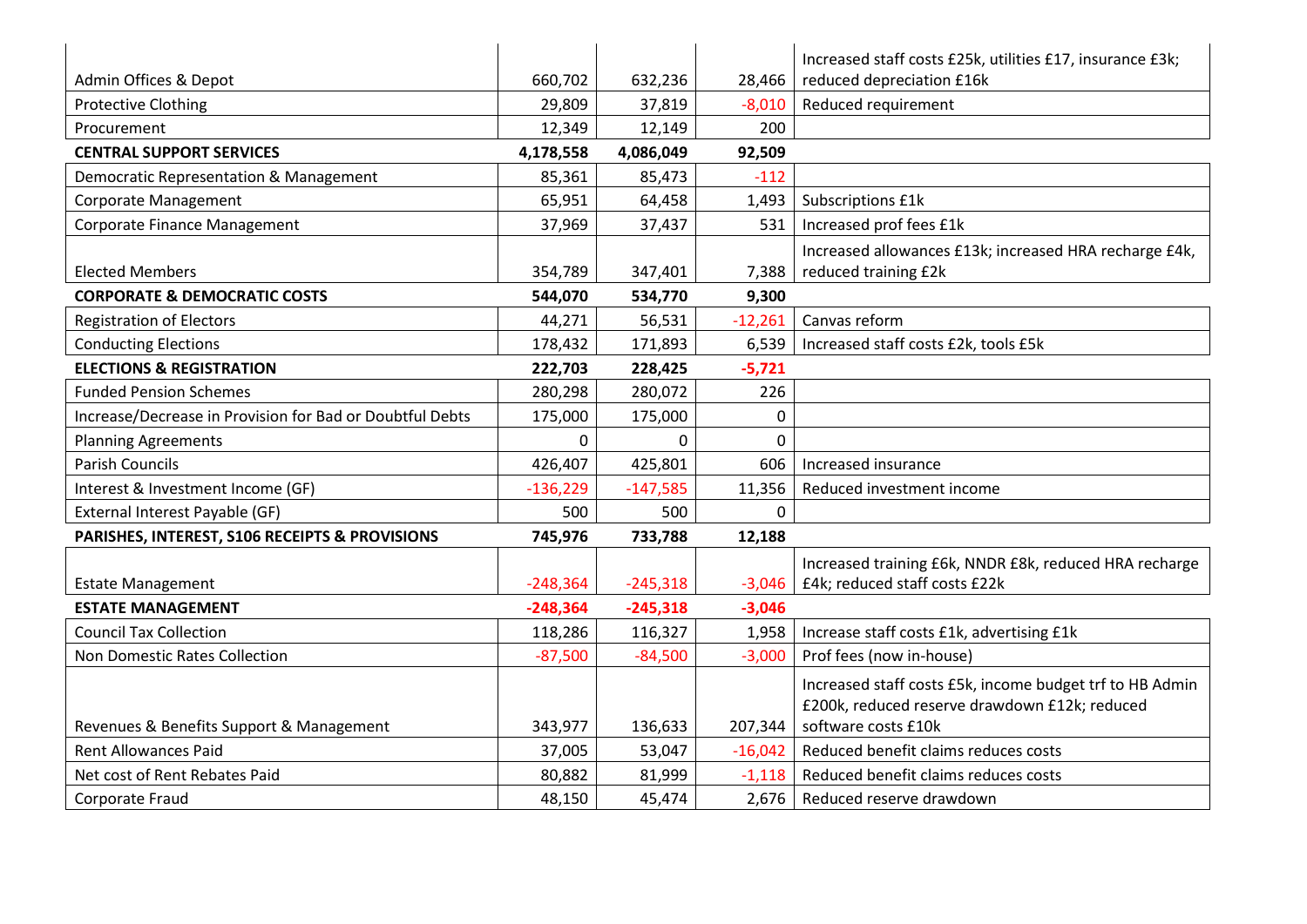| | | | | |
|---|---|---|---|---|
| Admin Offices & Depot | 660,702 | 632,236 | 28,466 | Increased staff costs £25k, utilities £17, insurance £3k; reduced depreciation £16k |
| Protective Clothing | 29,809 | 37,819 | -8,010 | Reduced requirement |
| Procurement | 12,349 | 12,149 | 200 | |
| **CENTRAL SUPPORT SERVICES** | **4,178,558** | **4,086,049** | **92,509** | |
| Democratic Representation & Management | 85,361 | 85,473 | -112 | |
| Corporate Management | 65,951 | 64,458 | 1,493 | Subscriptions £1k |
| Corporate Finance Management | 37,969 | 37,437 | 531 | Increased prof fees £1k |
| Elected Members | 354,789 | 347,401 | 7,388 | Increased allowances £13k; increased HRA recharge £4k, reduced training £2k |
| **CORPORATE & DEMOCRATIC COSTS** | **544,070** | **534,770** | **9,300** | |
| Registration of Electors | 44,271 | 56,531 | -12,261 | Canvas reform |
| Conducting Elections | 178,432 | 171,893 | 6,539 | Increased staff costs £2k, tools £5k |
| **ELECTIONS & REGISTRATION** | **222,703** | **228,425** | **-5,721** | |
| Funded Pension Schemes | 280,298 | 280,072 | 226 | |
| Increase/Decrease in Provision for Bad or Doubtful Debts | 175,000 | 175,000 | 0 | |
| Planning Agreements | 0 | 0 | 0 | |
| Parish Councils | 426,407 | 425,801 | 606 | Increased insurance |
| Interest & Investment Income (GF) | -136,229 | -147,585 | 11,356 | Reduced investment income |
| External Interest Payable (GF) | 500 | 500 | 0 | |
| **PARISHES, INTEREST, S106 RECEIPTS & PROVISIONS** | **745,976** | **733,788** | **12,188** | |
| Estate Management | -248,364 | -245,318 | -3,046 | Increased training £6k, NNDR £8k, reduced HRA recharge £4k; reduced staff costs £22k |
| **ESTATE MANAGEMENT** | **-248,364** | **-245,318** | **-3,046** | |
| Council Tax Collection | 118,286 | 116,327 | 1,958 | Increase staff costs £1k, advertising £1k |
| Non Domestic Rates Collection | -87,500 | -84,500 | -3,000 | Prof fees (now in-house) |
| Revenues & Benefits Support & Management | 343,977 | 136,633 | 207,344 | Increased staff costs £5k, income budget trf to HB Admin £200k, reduced reserve drawdown £12k; reduced software costs £10k |
| Rent Allowances Paid | 37,005 | 53,047 | -16,042 | Reduced benefit claims reduces costs |
| Net cost of Rent Rebates Paid | 80,882 | 81,999 | -1,118 | Reduced benefit claims reduces costs |
| Corporate Fraud | 48,150 | 45,474 | 2,676 | Reduced reserve drawdown |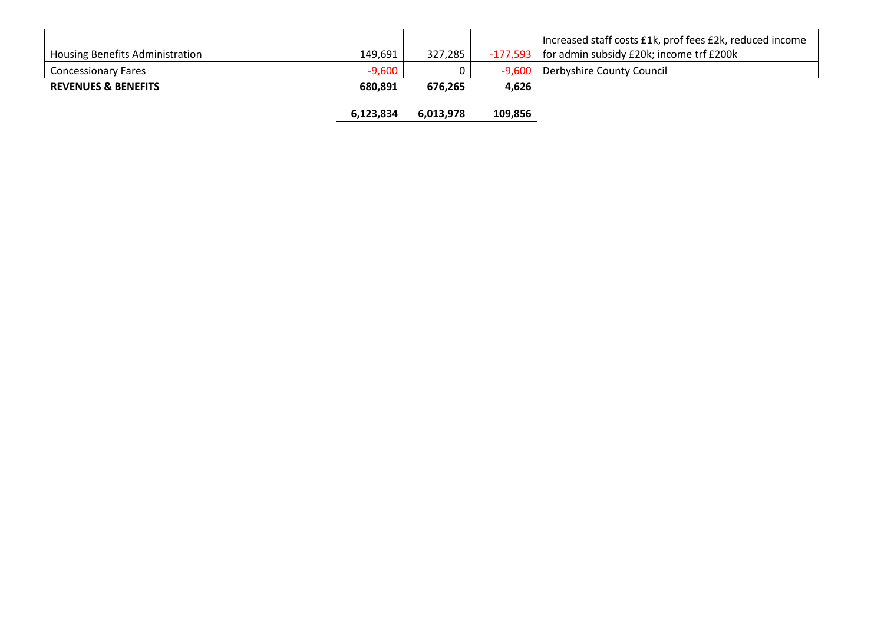| | | | | |
|---|---|---|---|---|
| Housing Benefits Administration | 149,691 | 327,285 | -177,593 | Increased staff costs £1k, prof fees £2k, reduced income for admin subsidy £20k; income trf £200k |
| Concessionary Fares | -9,600 | 0 | -9,600 | Derbyshire County Council |
| **REVENUES & BENEFITS** | **680,891** | **676,265** | **4,626** | |
| | **6,123,834** | **6,013,978** | **109,856** | |